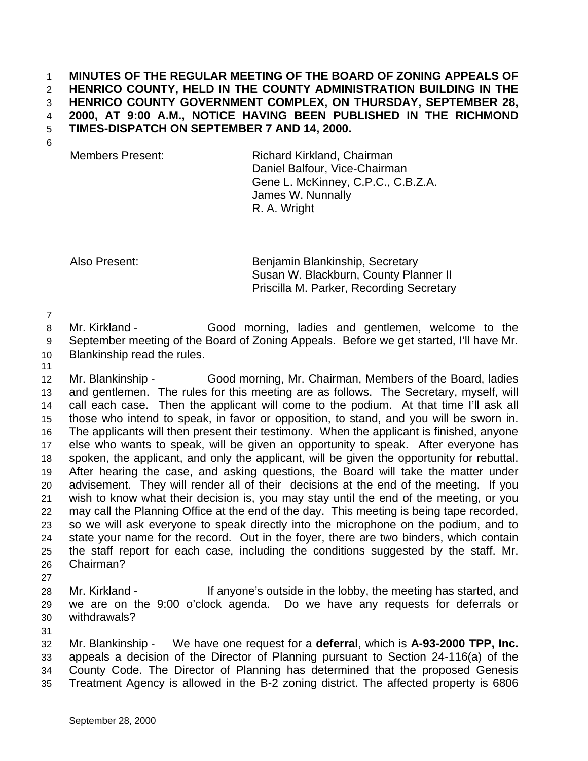**MINUTES OF THE REGULAR MEETING OF THE BOARD OF ZONING APPEALS OF HENRICO COUNTY, HELD IN THE COUNTY ADMINISTRATION BUILDING IN THE HENRICO COUNTY GOVERNMENT COMPLEX, ON THURSDAY, SEPTEMBER 28, 2000, AT 9:00 A.M., NOTICE HAVING BEEN PUBLISHED IN THE RICHMOND TIMES-DISPATCH ON SEPTEMBER 7 AND 14, 2000.**

| | |
|---|---|
| Members Present: | Richard Kirkland, Chairman<br>Daniel Balfour, Vice-Chairman<br>Gene L. McKinney, C.P.C., C.B.Z.A.<br>James W. Nunnally<br>R. A. Wright |
| Also Present: | Benjamin Blankinship, Secretary<br>Susan W. Blackburn, County Planner II<br>Priscilla M. Parker, Recording Secretary |

Mr. Kirkland - Good morning, ladies and gentlemen, welcome to the September meeting of the Board of Zoning Appeals. Before we get started, I'll have Mr. Blankinship read the rules.

Mr. Blankinship - Good morning, Mr. Chairman, Members of the Board, ladies and gentlemen. The rules for this meeting are as follows. The Secretary, myself, will call each case. Then the applicant will come to the podium. At that time I'll ask all those who intend to speak, in favor or opposition, to stand, and you will be sworn in. The applicants will then present their testimony. When the applicant is finished, anyone else who wants to speak, will be given an opportunity to speak. After everyone has spoken, the applicant, and only the applicant, will be given the opportunity for rebuttal. After hearing the case, and asking questions, the Board will take the matter under advisement. They will render all of their decisions at the end of the meeting. If you wish to know what their decision is, you may stay until the end of the meeting, or you may call the Planning Office at the end of the day. This meeting is being tape recorded, so we will ask everyone to speak directly into the microphone on the podium, and to state your name for the record. Out in the foyer, there are two binders, which contain the staff report for each case, including the conditions suggested by the staff. Mr. Chairman?

Mr. Kirkland - If anyone's outside in the lobby, the meeting has started, and we are on the 9:00 o'clock agenda. Do we have any requests for deferrals or withdrawals?

Mr. Blankinship - We have one request for a **deferral**, which is **A-93-2000 TPP, Inc.** appeals a decision of the Director of Planning pursuant to Section 24-116(a) of the County Code. The Director of Planning has determined that the proposed Genesis Treatment Agency is allowed in the B-2 zoning district. The affected property is 6806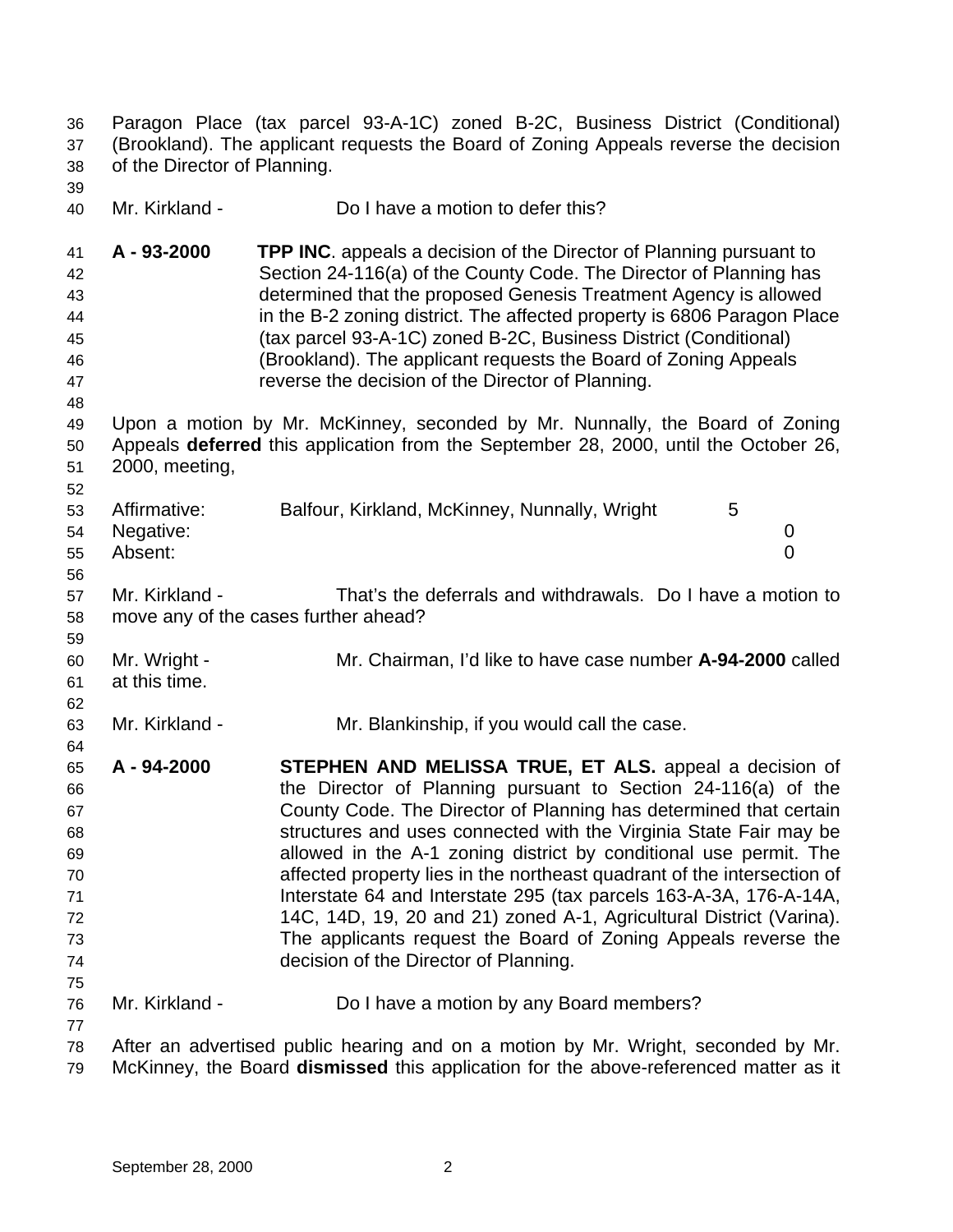Paragon Place (tax parcel 93-A-1C) zoned B-2C, Business District (Conditional) (Brookland). The applicant requests the Board of Zoning Appeals reverse the decision of the Director of Planning.

Mr. Kirkland - Do I have a motion to defer this?

**A - 93-2000** **TPP INC**. appeals a decision of the Director of Planning pursuant to Section 24-116(a) of the County Code. The Director of Planning has determined that the proposed Genesis Treatment Agency is allowed in the B-2 zoning district. The affected property is 6806 Paragon Place (tax parcel 93-A-1C) zoned B-2C, Business District (Conditional) (Brookland). The applicant requests the Board of Zoning Appeals reverse the decision of the Director of Planning.

Upon a motion by Mr. McKinney, seconded by Mr. Nunnally, the Board of Zoning Appeals **deferred** this application from the September 28, 2000, until the October 26, 2000, meeting,

| | | |
|---|---|---|
| Affirmative: | Balfour, Kirkland, McKinney, Nunnally, Wright | 5 |
| Negative: | | 0 |
| Absent: | | 0 |

Mr. Kirkland - That's the deferrals and withdrawals. Do I have a motion to move any of the cases further ahead?

Mr. Wright - Mr. Chairman, I'd like to have case number **A-94-2000** called at this time.

Mr. Kirkland - Mr. Blankinship, if you would call the case.

**A - 94-2000** **STEPHEN AND MELISSA TRUE, ET ALS.** appeal a decision of the Director of Planning pursuant to Section 24-116(a) of the County Code. The Director of Planning has determined that certain structures and uses connected with the Virginia State Fair may be allowed in the A-1 zoning district by conditional use permit. The affected property lies in the northeast quadrant of the intersection of Interstate 64 and Interstate 295 (tax parcels 163-A-3A, 176-A-14A, 14C, 14D, 19, 20 and 21) zoned A-1, Agricultural District (Varina). The applicants request the Board of Zoning Appeals reverse the decision of the Director of Planning.

Mr. Kirkland - Do I have a motion by any Board members?

After an advertised public hearing and on a motion by Mr. Wright, seconded by Mr. McKinney, the Board **dismissed** this application for the above-referenced matter as it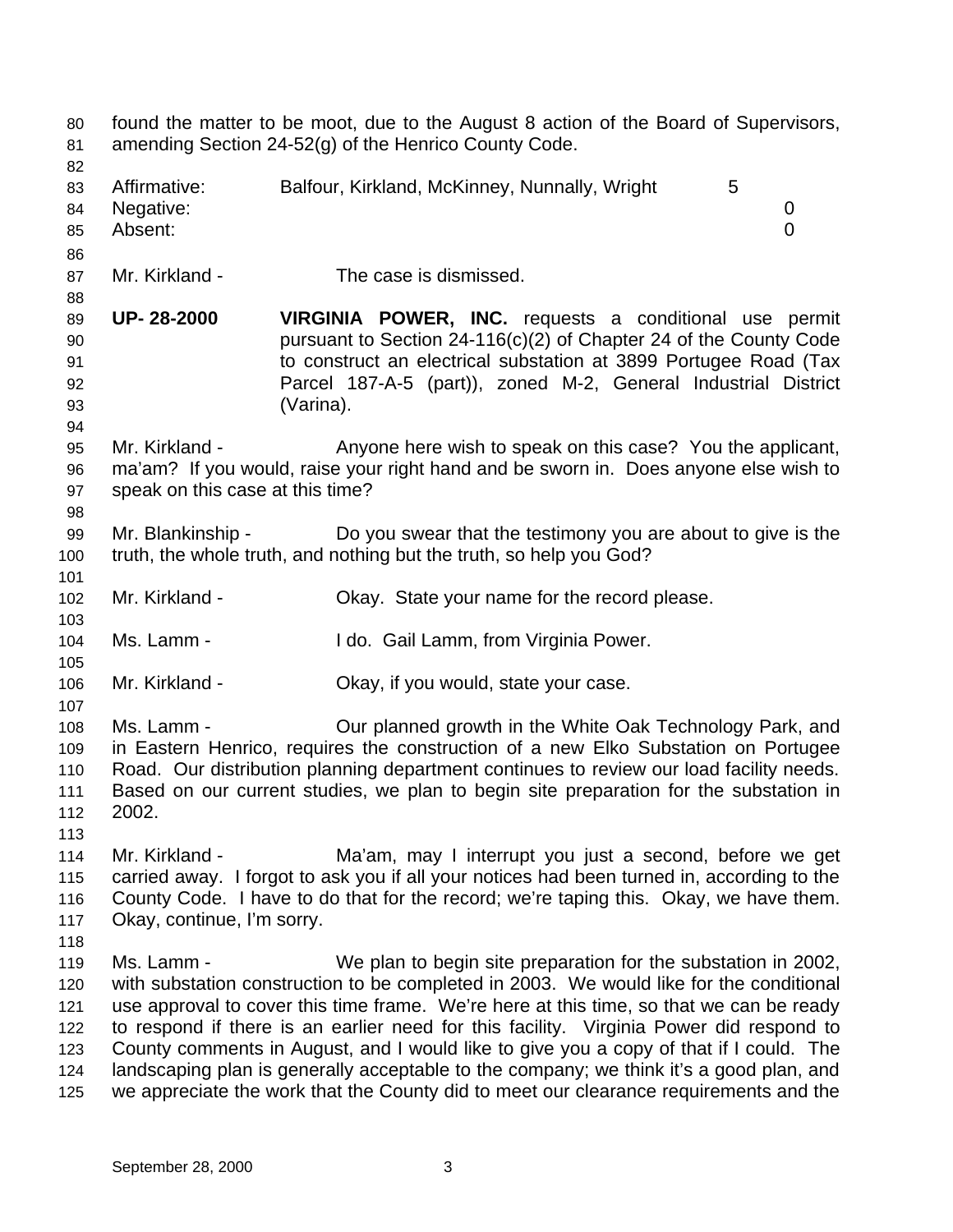found the matter to be moot, due to the August 8 action of the Board of Supervisors, amending Section 24-52(g) of the Henrico County Code.

| | | |
|---|---|---|
| Affirmative: | Balfour, Kirkland, McKinney, Nunnally, Wright | 5 |
| Negative: | | 0 |
| Absent: | | 0 |

Mr. Kirkland - The case is dismissed.

**UP- 28-2000** **VIRGINIA POWER, INC.** requests a conditional use permit pursuant to Section 24-116(c)(2) of Chapter 24 of the County Code to construct an electrical substation at 3899 Portugee Road (Tax Parcel 187-A-5 (part)), zoned M-2, General Industrial District (Varina).

Mr. Kirkland - Anyone here wish to speak on this case? You the applicant, ma'am? If you would, raise your right hand and be sworn in. Does anyone else wish to speak on this case at this time?

Mr. Blankinship - Do you swear that the testimony you are about to give is the truth, the whole truth, and nothing but the truth, so help you God?

Mr. Kirkland - Okay. State your name for the record please.

Ms. Lamm - I do. Gail Lamm, from Virginia Power.

Mr. Kirkland - Okay, if you would, state your case.

Ms. Lamm - Our planned growth in the White Oak Technology Park, and in Eastern Henrico, requires the construction of a new Elko Substation on Portugee Road. Our distribution planning department continues to review our load facility needs. Based on our current studies, we plan to begin site preparation for the substation in 2002.

Mr. Kirkland - Ma'am, may I interrupt you just a second, before we get carried away. I forgot to ask you if all your notices had been turned in, according to the County Code. I have to do that for the record; we're taping this. Okay, we have them. Okay, continue, I'm sorry.

Ms. Lamm - We plan to begin site preparation for the substation in 2002, with substation construction to be completed in 2003. We would like for the conditional use approval to cover this time frame. We're here at this time, so that we can be ready to respond if there is an earlier need for this facility. Virginia Power did respond to County comments in August, and I would like to give you a copy of that if I could. The landscaping plan is generally acceptable to the company; we think it's a good plan, and we appreciate the work that the County did to meet our clearance requirements and the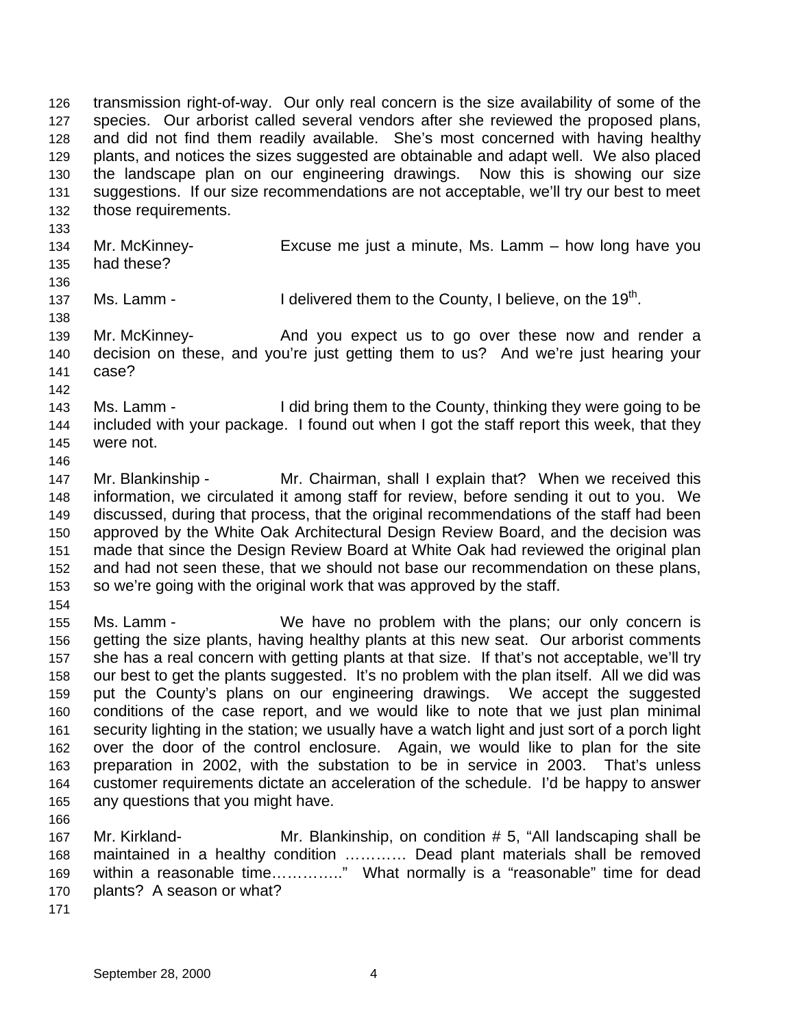transmission right-of-way. Our only real concern is the size availability of some of the species. Our arborist called several vendors after she reviewed the proposed plans, and did not find them readily available. She's most concerned with having healthy plants, and notices the sizes suggested are obtainable and adapt well. We also placed the landscape plan on our engineering drawings. Now this is showing our size suggestions. If our size recommendations are not acceptable, we'll try our best to meet those requirements.

Mr. McKinney- Excuse me just a minute, Ms. Lamm – how long have you had these?

Ms. Lamm - I delivered them to the County, I believe, on the 19th.

Mr. McKinney- And you expect us to go over these now and render a decision on these, and you're just getting them to us? And we're just hearing your case?

Ms. Lamm - I did bring them to the County, thinking they were going to be included with your package. I found out when I got the staff report this week, that they were not.

Mr. Blankinship - Mr. Chairman, shall I explain that? When we received this information, we circulated it among staff for review, before sending it out to you. We discussed, during that process, that the original recommendations of the staff had been approved by the White Oak Architectural Design Review Board, and the decision was made that since the Design Review Board at White Oak had reviewed the original plan and had not seen these, that we should not base our recommendation on these plans, so we're going with the original work that was approved by the staff.

Ms. Lamm - We have no problem with the plans; our only concern is getting the size plants, having healthy plants at this new seat. Our arborist comments she has a real concern with getting plants at that size. If that's not acceptable, we'll try our best to get the plants suggested. It's no problem with the plan itself. All we did was put the County's plans on our engineering drawings. We accept the suggested conditions of the case report, and we would like to note that we just plan minimal security lighting in the station; we usually have a watch light and just sort of a porch light over the door of the control enclosure. Again, we would like to plan for the site preparation in 2002, with the substation to be in service in 2003. That's unless customer requirements dictate an acceleration of the schedule. I'd be happy to answer any questions that you might have.

Mr. Kirkland- Mr. Blankinship, on condition # 5, "All landscaping shall be maintained in a healthy condition ………… Dead plant materials shall be removed within a reasonable time………….." What normally is a "reasonable" time for dead plants? A season or what?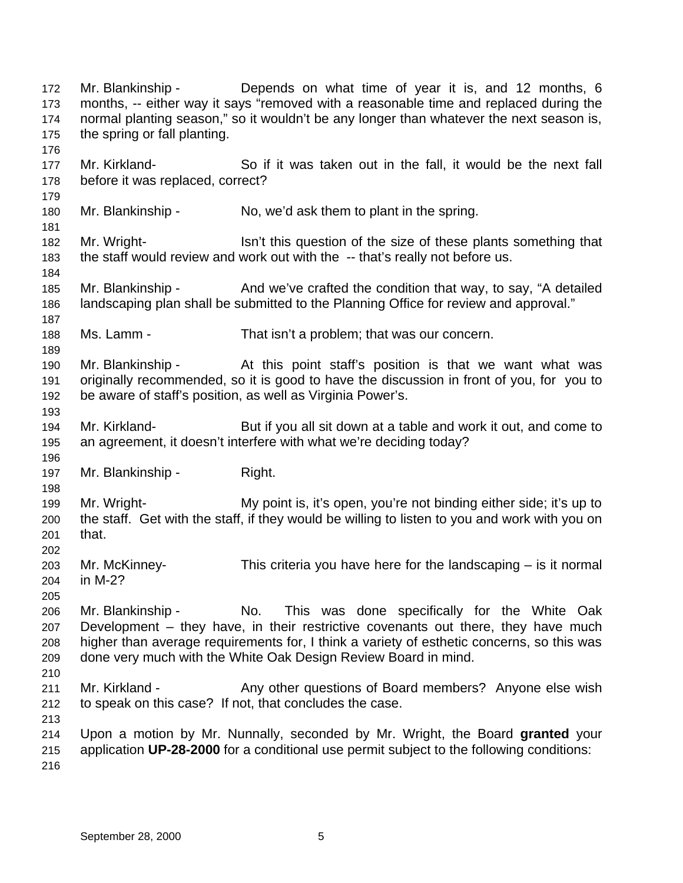Mr. Blankinship - Depends on what time of year it is, and 12 months, 6 months, -- either way it says “removed with a reasonable time and replaced during the normal planting season,” so it wouldn’t be any longer than whatever the next season is, the spring or fall planting.

Mr. Kirkland- So if it was taken out in the fall, it would be the next fall before it was replaced, correct?

Mr. Blankinship - No, we’d ask them to plant in the spring.

Mr. Wright- Isn’t this question of the size of these plants something that the staff would review and work out with the -- that’s really not before us.

Mr. Blankinship - And we’ve crafted the condition that way, to say, “A detailed landscaping plan shall be submitted to the Planning Office for review and approval.”

Ms. Lamm - That isn’t a problem; that was our concern.

Mr. Blankinship - At this point staff’s position is that we want what was originally recommended, so it is good to have the discussion in front of you, for you to be aware of staff’s position, as well as Virginia Power’s.

Mr. Kirkland- But if you all sit down at a table and work it out, and come to an agreement, it doesn’t interfere with what we’re deciding today?

Mr. Blankinship - Right.

Mr. Wright- My point is, it’s open, you’re not binding either side; it’s up to the staff. Get with the staff, if they would be willing to listen to you and work with you on that.

Mr. McKinney- This criteria you have here for the landscaping – is it normal in M-2?

Mr. Blankinship - No. This was done specifically for the White Oak Development – they have, in their restrictive covenants out there, they have much higher than average requirements for, I think a variety of esthetic concerns, so this was done very much with the White Oak Design Review Board in mind.

Mr. Kirkland - Any other questions of Board members? Anyone else wish to speak on this case? If not, that concludes the case.

Upon a motion by Mr. Nunnally, seconded by Mr. Wright, the Board **granted** your application **UP-28-2000** for a conditional use permit subject to the following conditions: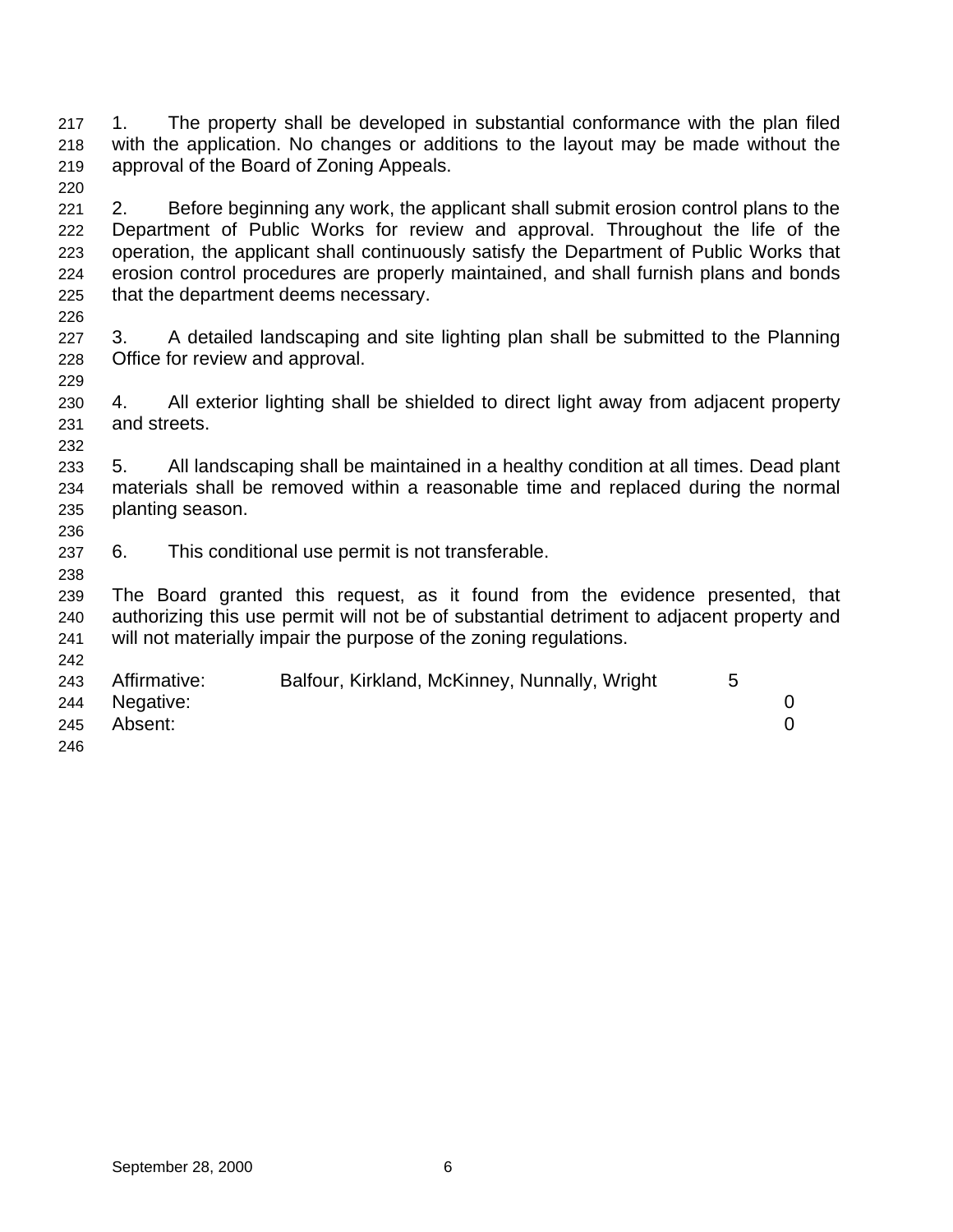1. The property shall be developed in substantial conformance with the plan filed with the application. No changes or additions to the layout may be made without the approval of the Board of Zoning Appeals.

2. Before beginning any work, the applicant shall submit erosion control plans to the Department of Public Works for review and approval. Throughout the life of the operation, the applicant shall continuously satisfy the Department of Public Works that erosion control procedures are properly maintained, and shall furnish plans and bonds that the department deems necessary.

3. A detailed landscaping and site lighting plan shall be submitted to the Planning Office for review and approval.

4. All exterior lighting shall be shielded to direct light away from adjacent property and streets.

5. All landscaping shall be maintained in a healthy condition at all times. Dead plant materials shall be removed within a reasonable time and replaced during the normal planting season.

6. This conditional use permit is not transferable.

The Board granted this request, as it found from the evidence presented, that authorizing this use permit will not be of substantial detriment to adjacent property and will not materially impair the purpose of the zoning regulations.

| | | |
|---|---|---|
| Affirmative: | Balfour, Kirkland, McKinney, Nunnally, Wright | 5 |
| Negative: | | 0 |
| Absent: | | 0 |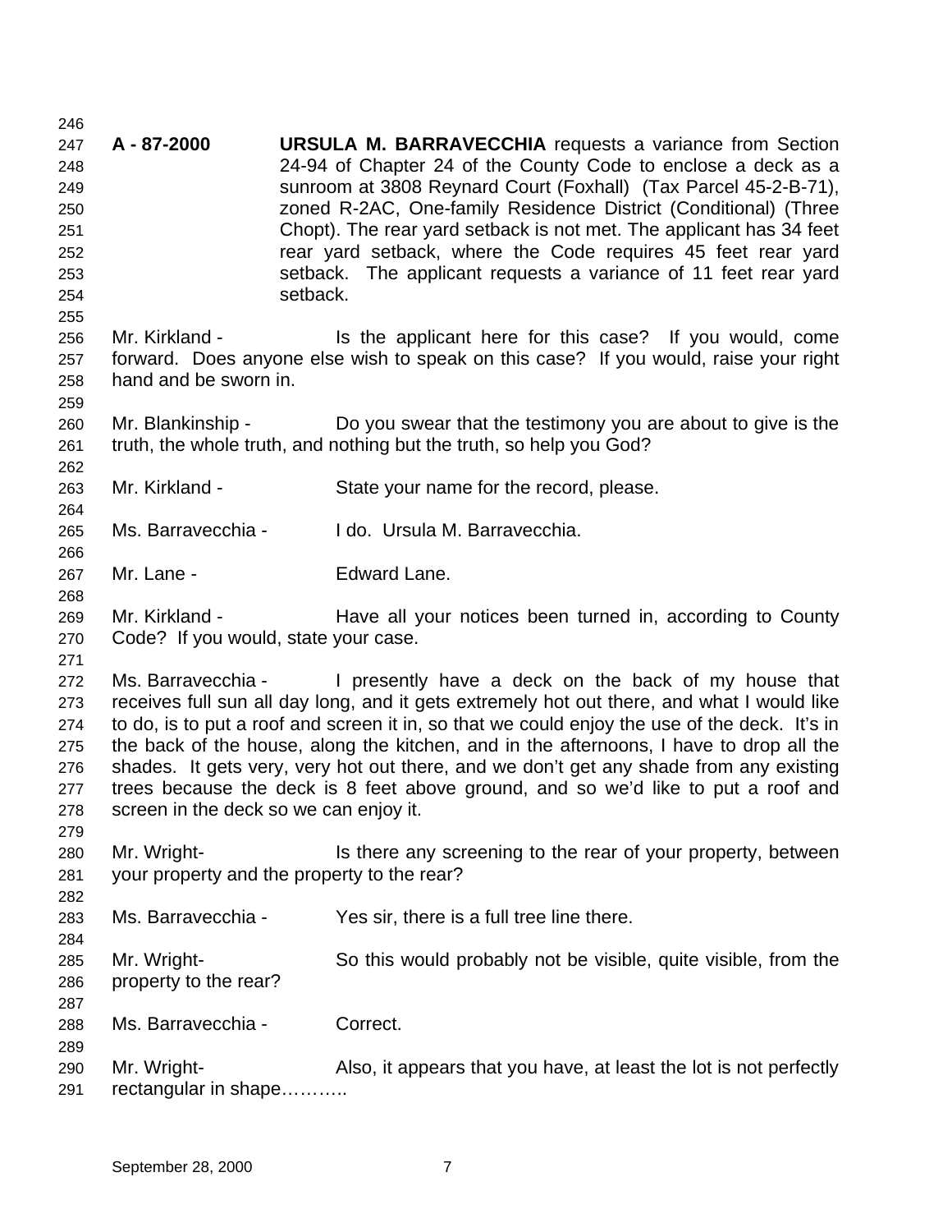**A - 87-2000** **URSULA M. BARRAVECCHIA** requests a variance from Section 24-94 of Chapter 24 of the County Code to enclose a deck as a sunroom at 3808 Reynard Court (Foxhall) (Tax Parcel 45-2-B-71), zoned R-2AC, One-family Residence District (Conditional) (Three Chopt). The rear yard setback is not met. The applicant has 34 feet rear yard setback, where the Code requires 45 feet rear yard setback. The applicant requests a variance of 11 feet rear yard setback.

Mr. Kirkland - Is the applicant here for this case? If you would, come forward. Does anyone else wish to speak on this case? If you would, raise your right hand and be sworn in.

Mr. Blankinship - Do you swear that the testimony you are about to give is the truth, the whole truth, and nothing but the truth, so help you God?

Mr. Kirkland - State your name for the record, please.

Ms. Barravecchia - I do. Ursula M. Barravecchia.

Mr. Lane - Edward Lane.

Mr. Kirkland - Have all your notices been turned in, according to County Code? If you would, state your case.

Ms. Barravecchia - I presently have a deck on the back of my house that receives full sun all day long, and it gets extremely hot out there, and what I would like to do, is to put a roof and screen it in, so that we could enjoy the use of the deck. It's in the back of the house, along the kitchen, and in the afternoons, I have to drop all the shades. It gets very, very hot out there, and we don't get any shade from any existing trees because the deck is 8 feet above ground, and so we'd like to put a roof and screen in the deck so we can enjoy it.

Mr. Wright- Is there any screening to the rear of your property, between your property and the property to the rear?

Ms. Barravecchia - Yes sir, there is a full tree line there.

Mr. Wright- So this would probably not be visible, quite visible, from the property to the rear?

Ms. Barravecchia - Correct.

Mr. Wright- Also, it appears that you have, at least the lot is not perfectly rectangular in shape………..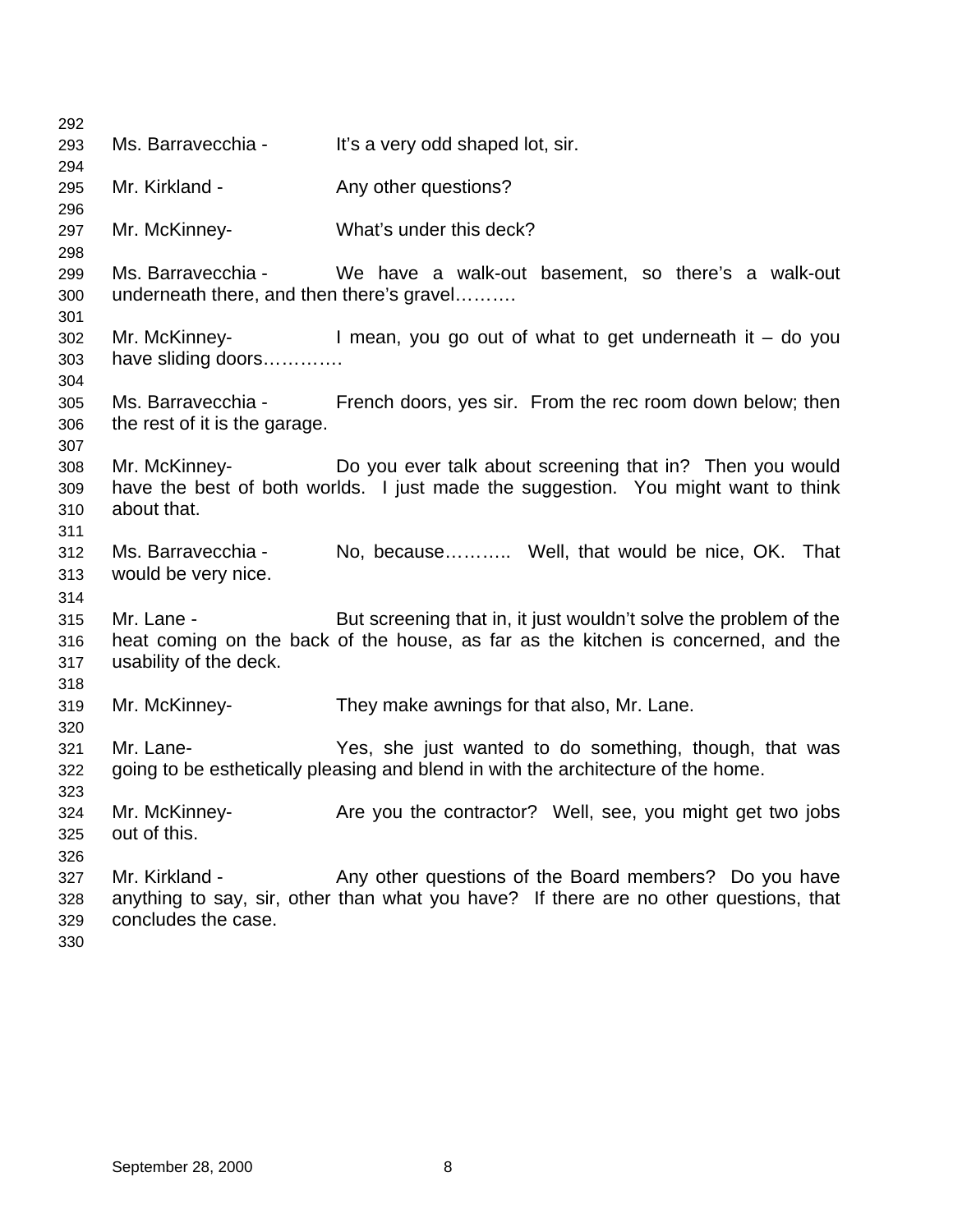Ms. Barravecchia - It's a very odd shaped lot, sir.

Mr. Kirkland - Any other questions?

Mr. McKinney- What's under this deck?

Ms. Barravecchia - We have a walk-out basement, so there's a walk-out underneath there, and then there's gravel……….

Mr. McKinney- I mean, you go out of what to get underneath it – do you have sliding doors………….

Ms. Barravecchia - French doors, yes sir. From the rec room down below; then the rest of it is the garage.

Mr. McKinney- Do you ever talk about screening that in? Then you would have the best of both worlds. I just made the suggestion. You might want to think about that.

Ms. Barravecchia - No, because……….. Well, that would be nice, OK. That would be very nice.

Mr. Lane - But screening that in, it just wouldn't solve the problem of the heat coming on the back of the house, as far as the kitchen is concerned, and the usability of the deck.

Mr. McKinney- They make awnings for that also, Mr. Lane.

Mr. Lane- Yes, she just wanted to do something, though, that was going to be esthetically pleasing and blend in with the architecture of the home.

Mr. McKinney- Are you the contractor? Well, see, you might get two jobs out of this.

Mr. Kirkland - Any other questions of the Board members? Do you have anything to say, sir, other than what you have? If there are no other questions, that concludes the case.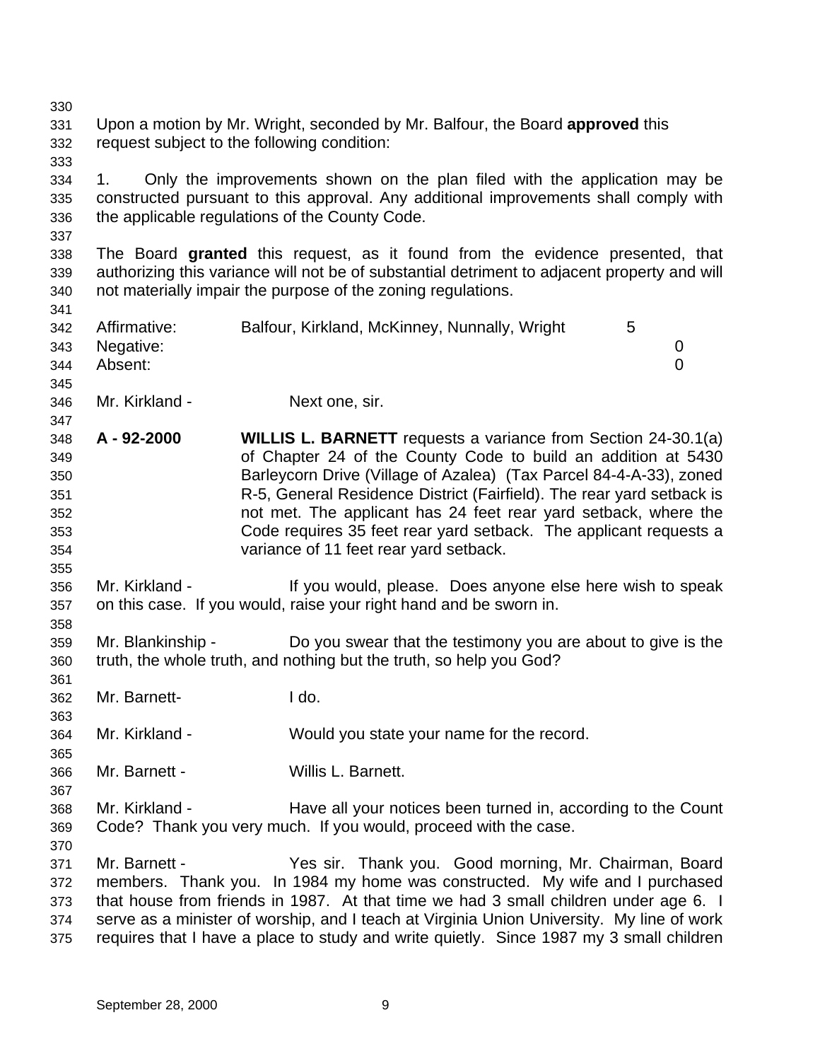Upon a motion by Mr. Wright, seconded by Mr. Balfour, the Board **approved** this request subject to the following condition:

1. Only the improvements shown on the plan filed with the application may be constructed pursuant to this approval. Any additional improvements shall comply with the applicable regulations of the County Code.

The Board **granted** this request, as it found from the evidence presented, that authorizing this variance will not be of substantial detriment to adjacent property and will not materially impair the purpose of the zoning regulations.

| | | |
|---|---|---|
| Affirmative: | Balfour, Kirkland, McKinney, Nunnally, Wright | 5 |
| Negative: | | 0 |
| Absent: | | 0 |

Mr. Kirkland - Next one, sir.

**A - 92-2000** **WILLIS L. BARNETT** requests a variance from Section 24-30.1(a) of Chapter 24 of the County Code to build an addition at 5430 Barleycorn Drive (Village of Azalea) (Tax Parcel 84-4-A-33), zoned R-5, General Residence District (Fairfield). The rear yard setback is not met. The applicant has 24 feet rear yard setback, where the Code requires 35 feet rear yard setback. The applicant requests a variance of 11 feet rear yard setback.

Mr. Kirkland - If you would, please. Does anyone else here wish to speak on this case. If you would, raise your right hand and be sworn in.

Mr. Blankinship - Do you swear that the testimony you are about to give is the truth, the whole truth, and nothing but the truth, so help you God?

Mr. Barnett- I do.

Mr. Kirkland - Would you state your name for the record.

Mr. Barnett - Willis L. Barnett.

Mr. Kirkland - Have all your notices been turned in, according to the Count Code? Thank you very much. If you would, proceed with the case.

Mr. Barnett - Yes sir. Thank you. Good morning, Mr. Chairman, Board members. Thank you. In 1984 my home was constructed. My wife and I purchased that house from friends in 1987. At that time we had 3 small children under age 6. I serve as a minister of worship, and I teach at Virginia Union University. My line of work requires that I have a place to study and write quietly. Since 1987 my 3 small children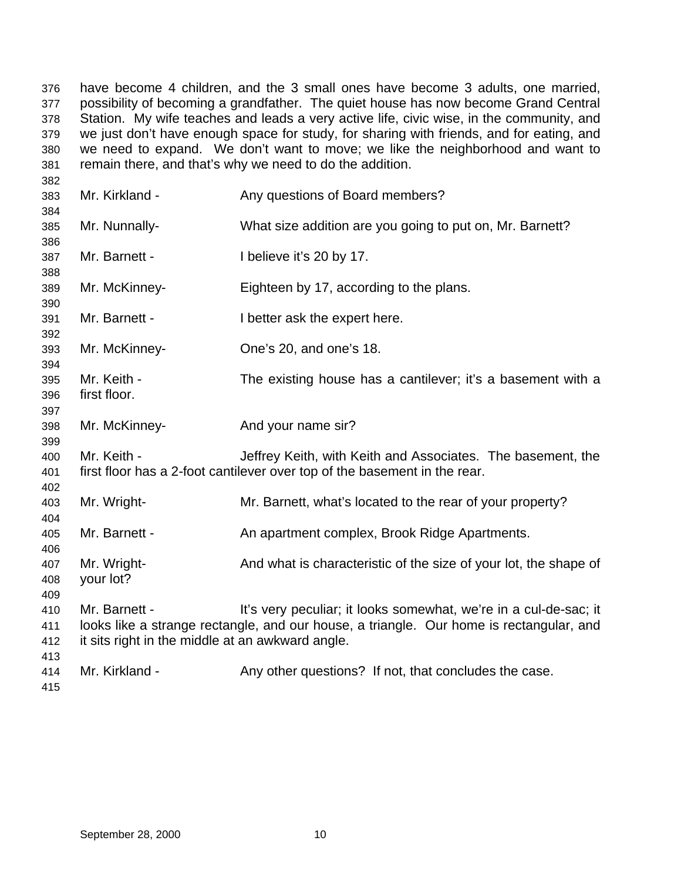have become 4 children, and the 3 small ones have become 3 adults, one married, possibility of becoming a grandfather. The quiet house has now become Grand Central Station. My wife teaches and leads a very active life, civic wise, in the community, and we just don't have enough space for study, for sharing with friends, and for eating, and we need to expand. We don't want to move; we like the neighborhood and want to remain there, and that's why we need to do the addition.

Mr. Kirkland - Any questions of Board members?

Mr. Nunnally- What size addition are you going to put on, Mr. Barnett?

Mr. Barnett - I believe it's 20 by 17.

Mr. McKinney- Eighteen by 17, according to the plans.

Mr. Barnett - I better ask the expert here.

Mr. McKinney- One's 20, and one's 18.

Mr. Keith - The existing house has a cantilever; it's a basement with a first floor.

Mr. McKinney- And your name sir?

Mr. Keith - Jeffrey Keith, with Keith and Associates. The basement, the first floor has a 2-foot cantilever over top of the basement in the rear.

Mr. Wright- Mr. Barnett, what's located to the rear of your property?

Mr. Barnett - An apartment complex, Brook Ridge Apartments.

Mr. Wright- And what is characteristic of the size of your lot, the shape of your lot?

Mr. Barnett - It's very peculiar; it looks somewhat, we're in a cul-de-sac; it looks like a strange rectangle, and our house, a triangle. Our home is rectangular, and it sits right in the middle at an awkward angle.

Mr. Kirkland - Any other questions? If not, that concludes the case.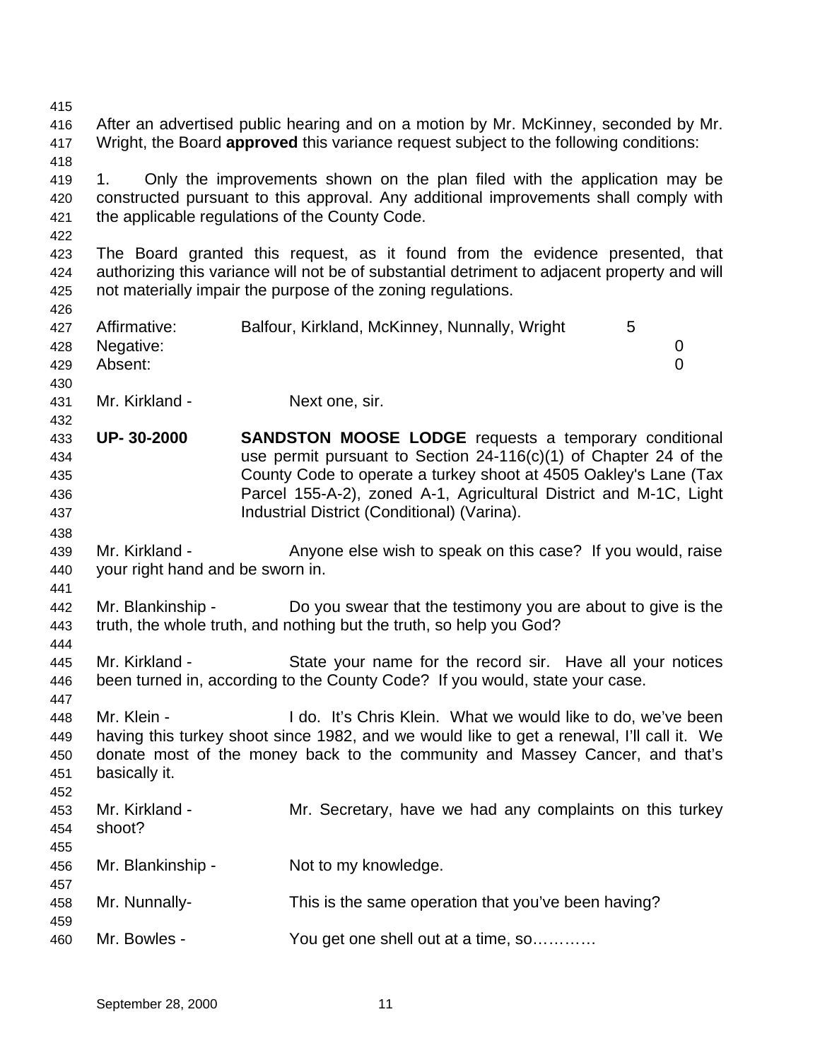After an advertised public hearing and on a motion by Mr. McKinney, seconded by Mr. Wright, the Board **approved** this variance request subject to the following conditions:

1. Only the improvements shown on the plan filed with the application may be constructed pursuant to this approval. Any additional improvements shall comply with the applicable regulations of the County Code.

The Board granted this request, as it found from the evidence presented, that authorizing this variance will not be of substantial detriment to adjacent property and will not materially impair the purpose of the zoning regulations.

| | | |
|---|---|---|
| Affirmative: | Balfour, Kirkland, McKinney, Nunnally, Wright | 5 |
| Negative: | | 0 |
| Absent: | | 0 |

Mr. Kirkland - Next one, sir.

**UP- 30-2000** **SANDSTON MOOSE LODGE** requests a temporary conditional use permit pursuant to Section 24-116(c)(1) of Chapter 24 of the County Code to operate a turkey shoot at 4505 Oakley's Lane (Tax Parcel 155-A-2), zoned A-1, Agricultural District and M-1C, Light Industrial District (Conditional) (Varina).

Mr. Kirkland - Anyone else wish to speak on this case? If you would, raise your right hand and be sworn in.

Mr. Blankinship - Do you swear that the testimony you are about to give is the truth, the whole truth, and nothing but the truth, so help you God?

Mr. Kirkland - State your name for the record sir. Have all your notices been turned in, according to the County Code? If you would, state your case.

Mr. Klein - I do. It's Chris Klein. What we would like to do, we've been having this turkey shoot since 1982, and we would like to get a renewal, I'll call it. We donate most of the money back to the community and Massey Cancer, and that's basically it.

Mr. Kirkland - Mr. Secretary, have we had any complaints on this turkey shoot?

Mr. Blankinship - Not to my knowledge.

Mr. Nunnally- This is the same operation that you've been having?

Mr. Bowles - You get one shell out at a time, so…………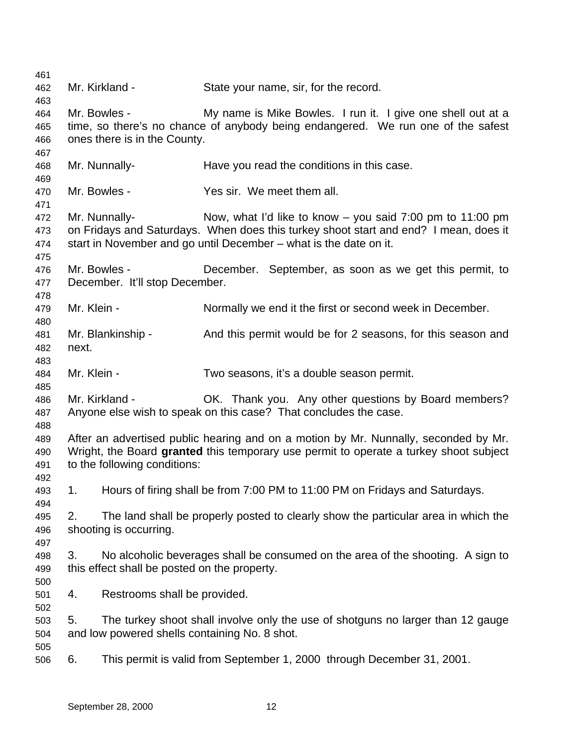Mr. Kirkland - State your name, sir, for the record.

Mr. Bowles - My name is Mike Bowles. I run it. I give one shell out at a time, so there's no chance of anybody being endangered. We run one of the safest ones there is in the County.

Mr. Nunnally- Have you read the conditions in this case.

Mr. Bowles - Yes sir. We meet them all.

Mr. Nunnally- Now, what I'd like to know – you said 7:00 pm to 11:00 pm on Fridays and Saturdays. When does this turkey shoot start and end? I mean, does it start in November and go until December – what is the date on it.

Mr. Bowles - December. September, as soon as we get this permit, to December. It'll stop December.

Mr. Klein - Normally we end it the first or second week in December.

Mr. Blankinship - And this permit would be for 2 seasons, for this season and next.

Mr. Klein - Two seasons, it's a double season permit.

Mr. Kirkland - OK. Thank you. Any other questions by Board members? Anyone else wish to speak on this case? That concludes the case.

After an advertised public hearing and on a motion by Mr. Nunnally, seconded by Mr. Wright, the Board **granted** this temporary use permit to operate a turkey shoot subject to the following conditions:

1. Hours of firing shall be from 7:00 PM to 11:00 PM on Fridays and Saturdays.

2. The land shall be properly posted to clearly show the particular area in which the shooting is occurring.

3. No alcoholic beverages shall be consumed on the area of the shooting. A sign to this effect shall be posted on the property.

4. Restrooms shall be provided.

5. The turkey shoot shall involve only the use of shotguns no larger than 12 gauge and low powered shells containing No. 8 shot.

6. This permit is valid from September 1, 2000 through December 31, 2001.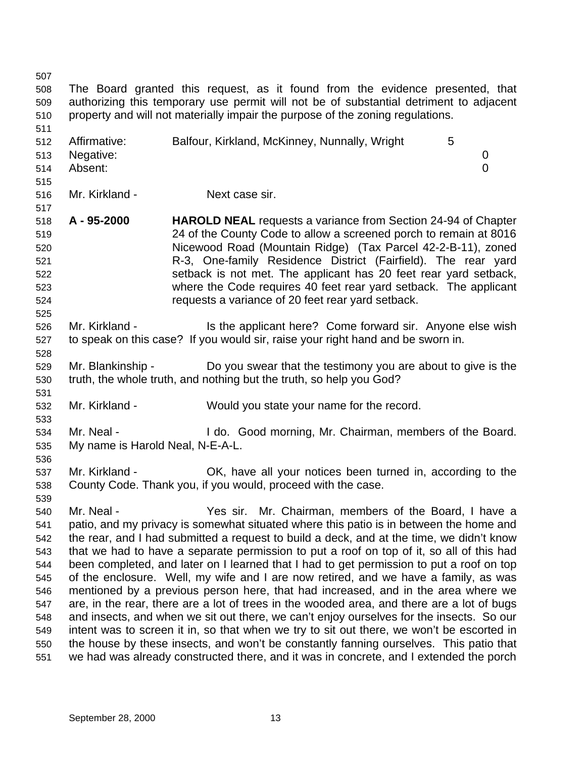The Board granted this request, as it found from the evidence presented, that authorizing this temporary use permit will not be of substantial detriment to adjacent property and will not materially impair the purpose of the zoning regulations.

| | | |
|---|---|---|
| Affirmative: | Balfour, Kirkland, McKinney, Nunnally, Wright | 5 |
| Negative: | | 0 |
| Absent: | | 0 |

Mr. Kirkland - Next case sir.

**A - 95-2000** **HAROLD NEAL** requests a variance from Section 24-94 of Chapter 24 of the County Code to allow a screened porch to remain at 8016 Nicewood Road (Mountain Ridge) (Tax Parcel 42-2-B-11), zoned R-3, One-family Residence District (Fairfield). The rear yard setback is not met. The applicant has 20 feet rear yard setback, where the Code requires 40 feet rear yard setback. The applicant requests a variance of 20 feet rear yard setback.

Mr. Kirkland - Is the applicant here? Come forward sir. Anyone else wish to speak on this case? If you would sir, raise your right hand and be sworn in.

Mr. Blankinship - Do you swear that the testimony you are about to give is the truth, the whole truth, and nothing but the truth, so help you God?

Mr. Kirkland - Would you state your name for the record.

Mr. Neal - I do. Good morning, Mr. Chairman, members of the Board. My name is Harold Neal, N-E-A-L.

Mr. Kirkland - OK, have all your notices been turned in, according to the County Code. Thank you, if you would, proceed with the case.

Mr. Neal - Yes sir. Mr. Chairman, members of the Board, I have a patio, and my privacy is somewhat situated where this patio is in between the home and the rear, and I had submitted a request to build a deck, and at the time, we didn't know that we had to have a separate permission to put a roof on top of it, so all of this had been completed, and later on I learned that I had to get permission to put a roof on top of the enclosure. Well, my wife and I are now retired, and we have a family, as was mentioned by a previous person here, that had increased, and in the area where we are, in the rear, there are a lot of trees in the wooded area, and there are a lot of bugs and insects, and when we sit out there, we can't enjoy ourselves for the insects. So our intent was to screen it in, so that when we try to sit out there, we won't be escorted in the house by these insects, and won't be constantly fanning ourselves. This patio that we had was already constructed there, and it was in concrete, and I extended the porch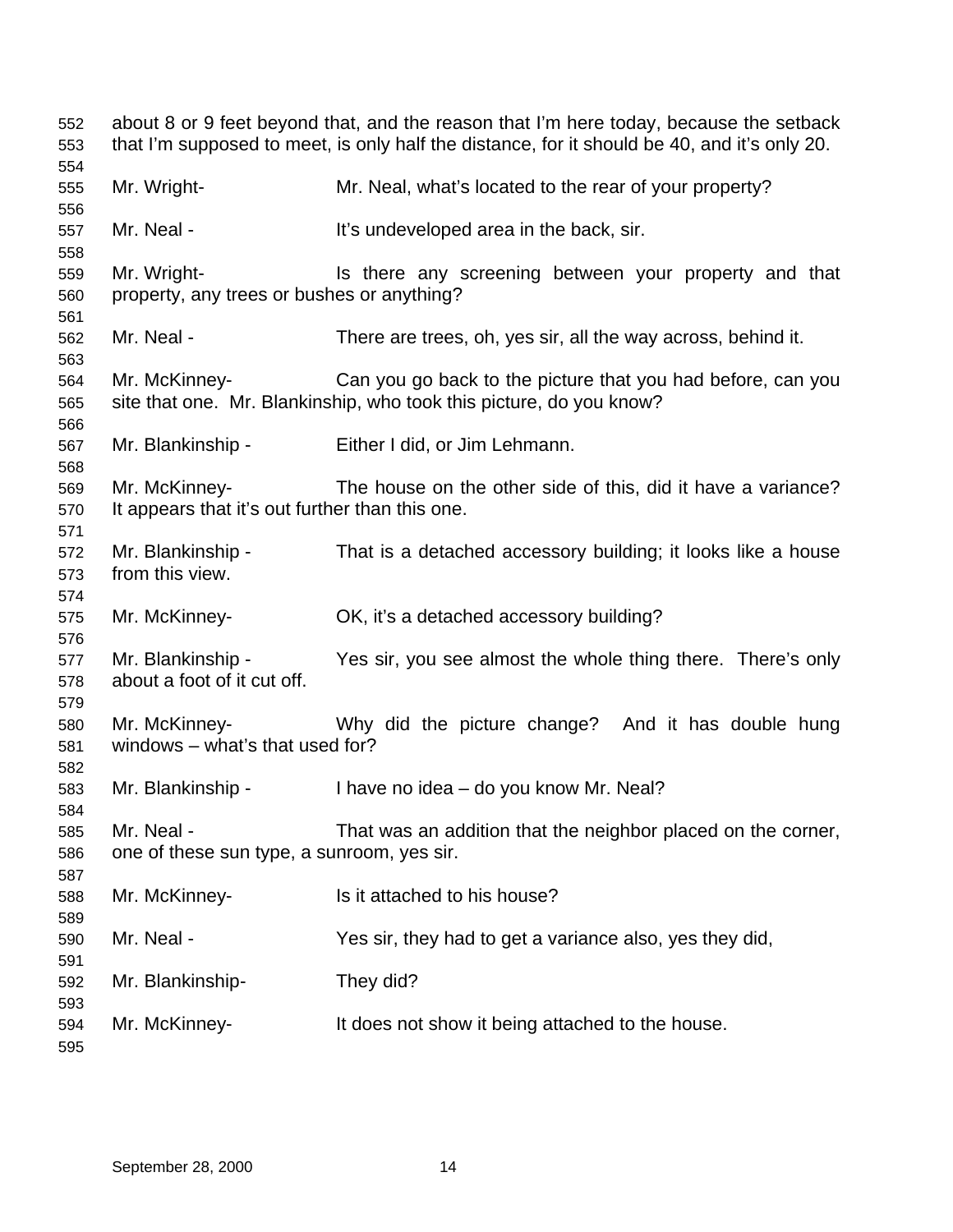about 8 or 9 feet beyond that, and the reason that I'm here today, because the setback that I'm supposed to meet, is only half the distance, for it should be 40, and it's only 20.

Mr. Wright- Mr. Neal, what's located to the rear of your property?

Mr. Neal - It's undeveloped area in the back, sir.

Mr. Wright- Is there any screening between your property and that property, any trees or bushes or anything?

Mr. Neal - There are trees, oh, yes sir, all the way across, behind it.

Mr. McKinney- Can you go back to the picture that you had before, can you site that one. Mr. Blankinship, who took this picture, do you know?

Mr. Blankinship - Either I did, or Jim Lehmann.

Mr. McKinney- The house on the other side of this, did it have a variance? It appears that it's out further than this one.

Mr. Blankinship - That is a detached accessory building; it looks like a house from this view.

Mr. McKinney- OK, it's a detached accessory building?

Mr. Blankinship - Yes sir, you see almost the whole thing there. There's only about a foot of it cut off.

Mr. McKinney- Why did the picture change? And it has double hung windows – what's that used for?

Mr. Blankinship - I have no idea – do you know Mr. Neal?

Mr. Neal - That was an addition that the neighbor placed on the corner, one of these sun type, a sunroom, yes sir.

Mr. McKinney- Is it attached to his house?

Mr. Neal - Yes sir, they had to get a variance also, yes they did,

Mr. Blankinship- They did?

Mr. McKinney- It does not show it being attached to the house.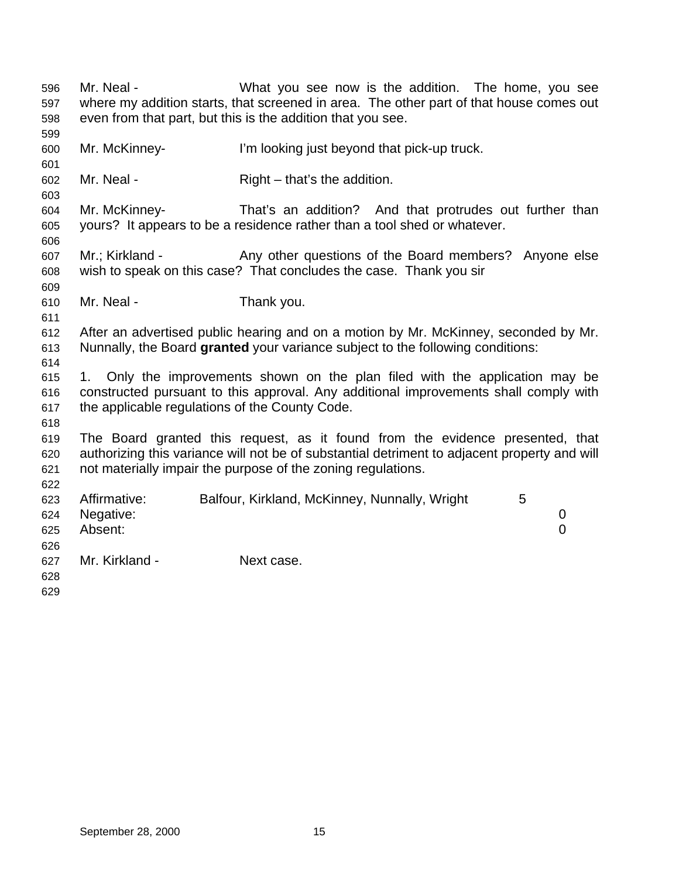Mr. Neal - What you see now is the addition. The home, you see where my addition starts, that screened in area. The other part of that house comes out even from that part, but this is the addition that you see.

Mr. McKinney- I'm looking just beyond that pick-up truck.

Mr. Neal - Right – that's the addition.

Mr. McKinney- That's an addition? And that protrudes out further than yours? It appears to be a residence rather than a tool shed or whatever.

Mr.; Kirkland - Any other questions of the Board members? Anyone else wish to speak on this case? That concludes the case. Thank you sir

Mr. Neal - Thank you.

After an advertised public hearing and on a motion by Mr. McKinney, seconded by Mr. Nunnally, the Board **granted** your variance subject to the following conditions:

1. Only the improvements shown on the plan filed with the application may be constructed pursuant to this approval. Any additional improvements shall comply with the applicable regulations of the County Code.

The Board granted this request, as it found from the evidence presented, that authorizing this variance will not be of substantial detriment to adjacent property and will not materially impair the purpose of the zoning regulations.

| | | |
|---|---|---|
| Affirmative: | Balfour, Kirkland, McKinney, Nunnally, Wright | 5 |
| Negative: | | 0 |
| Absent: | | 0 |

Mr. Kirkland - Next case.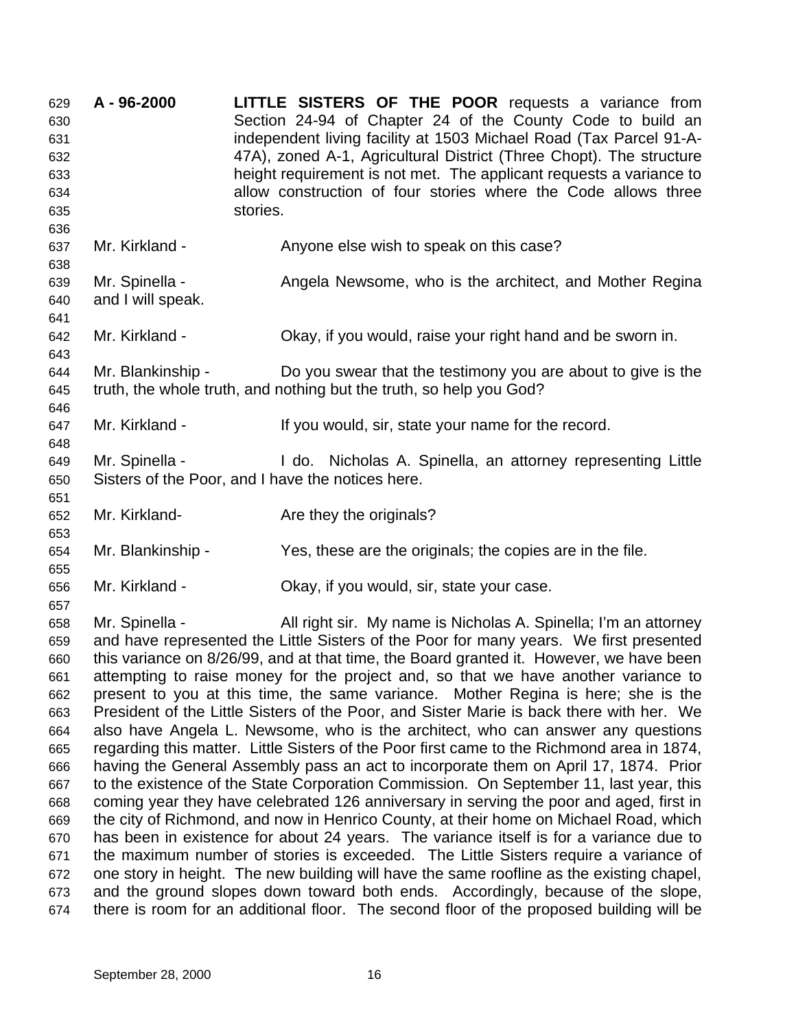**A - 96-2000** **LITTLE SISTERS OF THE POOR** requests a variance from Section 24-94 of Chapter 24 of the County Code to build an independent living facility at 1503 Michael Road (Tax Parcel 91-A-47A), zoned A-1, Agricultural District (Three Chopt). The structure height requirement is not met. The applicant requests a variance to allow construction of four stories where the Code allows three stories.

Mr. Kirkland - Anyone else wish to speak on this case?

Mr. Spinella - Angela Newsome, who is the architect, and Mother Regina and I will speak.

Mr. Kirkland - Okay, if you would, raise your right hand and be sworn in.

Mr. Blankinship - Do you swear that the testimony you are about to give is the truth, the whole truth, and nothing but the truth, so help you God?

Mr. Kirkland - If you would, sir, state your name for the record.

Mr. Spinella - I do. Nicholas A. Spinella, an attorney representing Little Sisters of the Poor, and I have the notices here.

Mr. Kirkland- Are they the originals?

Mr. Blankinship - Yes, these are the originals; the copies are in the file.

Mr. Kirkland - Okay, if you would, sir, state your case.

Mr. Spinella - All right sir. My name is Nicholas A. Spinella; I'm an attorney and have represented the Little Sisters of the Poor for many years. We first presented this variance on 8/26/99, and at that time, the Board granted it. However, we have been attempting to raise money for the project and, so that we have another variance to present to you at this time, the same variance. Mother Regina is here; she is the President of the Little Sisters of the Poor, and Sister Marie is back there with her. We also have Angela L. Newsome, who is the architect, who can answer any questions regarding this matter. Little Sisters of the Poor first came to the Richmond area in 1874, having the General Assembly pass an act to incorporate them on April 17, 1874. Prior to the existence of the State Corporation Commission. On September 11, last year, this coming year they have celebrated 126 anniversary in serving the poor and aged, first in the city of Richmond, and now in Henrico County, at their home on Michael Road, which has been in existence for about 24 years. The variance itself is for a variance due to the maximum number of stories is exceeded. The Little Sisters require a variance of one story in height. The new building will have the same roofline as the existing chapel, and the ground slopes down toward both ends. Accordingly, because of the slope, there is room for an additional floor. The second floor of the proposed building will be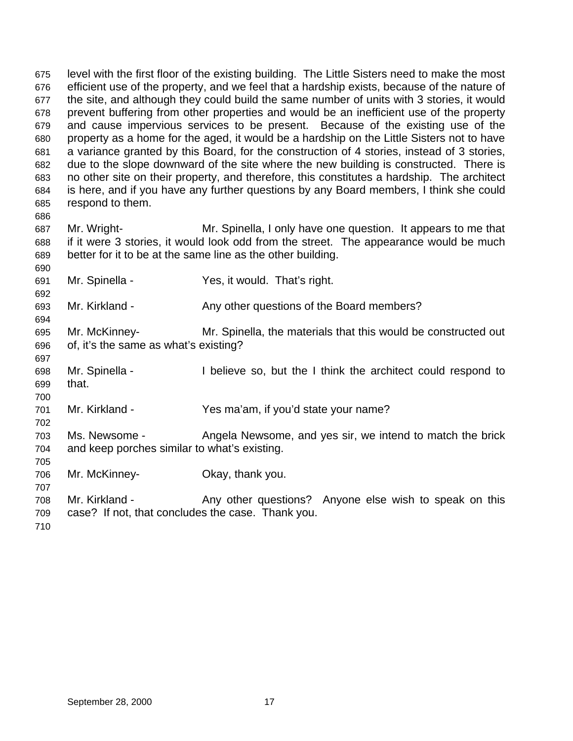level with the first floor of the existing building. The Little Sisters need to make the most efficient use of the property, and we feel that a hardship exists, because of the nature of the site, and although they could build the same number of units with 3 stories, it would prevent buffering from other properties and would be an inefficient use of the property and cause impervious services to be present. Because of the existing use of the property as a home for the aged, it would be a hardship on the Little Sisters not to have a variance granted by this Board, for the construction of 4 stories, instead of 3 stories, due to the slope downward of the site where the new building is constructed. There is no other site on their property, and therefore, this constitutes a hardship. The architect is here, and if you have any further questions by any Board members, I think she could respond to them.

Mr. Wright- Mr. Spinella, I only have one question. It appears to me that if it were 3 stories, it would look odd from the street. The appearance would be much better for it to be at the same line as the other building.

Mr. Spinella - Yes, it would. That's right.

Mr. Kirkland - Any other questions of the Board members?

Mr. McKinney- Mr. Spinella, the materials that this would be constructed out of, it's the same as what's existing?

Mr. Spinella - I believe so, but the I think the architect could respond to that.

Mr. Kirkland - Yes ma'am, if you'd state your name?

Ms. Newsome - Angela Newsome, and yes sir, we intend to match the brick and keep porches similar to what's existing.

Mr. McKinney- Okay, thank you.

Mr. Kirkland - Any other questions? Anyone else wish to speak on this case? If not, that concludes the case. Thank you.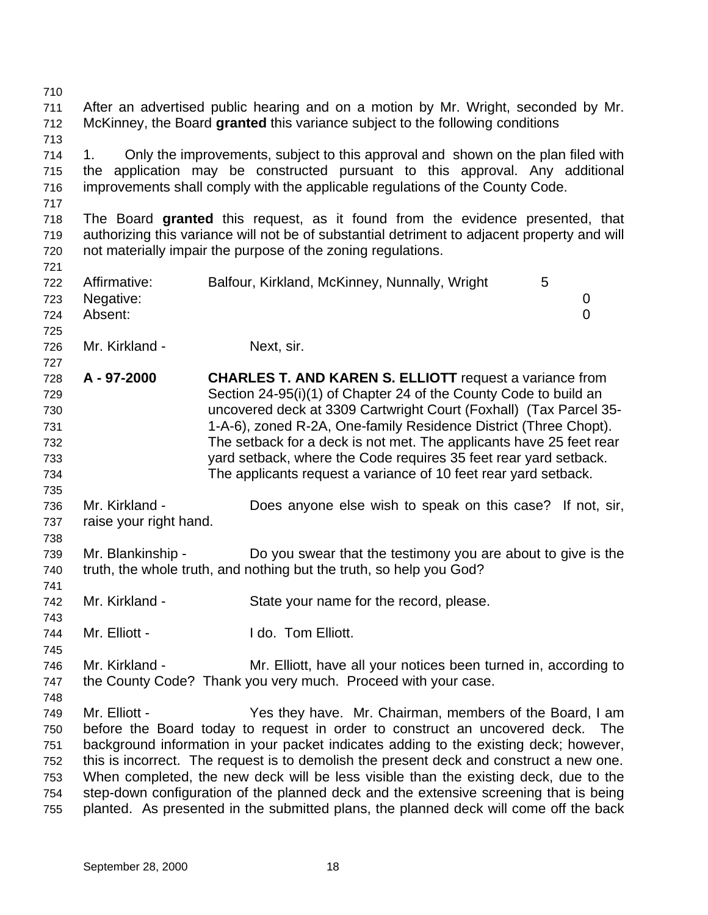After an advertised public hearing and on a motion by Mr. Wright, seconded by Mr. McKinney, the Board **granted** this variance subject to the following conditions

1. Only the improvements, subject to this approval and shown on the plan filed with the application may be constructed pursuant to this approval. Any additional improvements shall comply with the applicable regulations of the County Code.

The Board **granted** this request, as it found from the evidence presented, that authorizing this variance will not be of substantial detriment to adjacent property and will not materially impair the purpose of the zoning regulations.

| | | |
|---|---|---|
| Affirmative: | Balfour, Kirkland, McKinney, Nunnally, Wright | 5 |
| Negative: | | 0 |
| Absent: | | 0 |

Mr. Kirkland - Next, sir.

**A - 97-2000** **CHARLES T. AND KAREN S. ELLIOTT** request a variance from Section 24-95(i)(1) of Chapter 24 of the County Code to build an uncovered deck at 3309 Cartwright Court (Foxhall) (Tax Parcel 35-1-A-6), zoned R-2A, One-family Residence District (Three Chopt). The setback for a deck is not met. The applicants have 25 feet rear yard setback, where the Code requires 35 feet rear yard setback. The applicants request a variance of 10 feet rear yard setback.

Mr. Kirkland - Does anyone else wish to speak on this case? If not, sir, raise your right hand.

Mr. Blankinship - Do you swear that the testimony you are about to give is the truth, the whole truth, and nothing but the truth, so help you God?

Mr. Kirkland - State your name for the record, please.

Mr. Elliott - I do. Tom Elliott.

Mr. Kirkland - Mr. Elliott, have all your notices been turned in, according to the County Code? Thank you very much. Proceed with your case.

Mr. Elliott - Yes they have. Mr. Chairman, members of the Board, I am before the Board today to request in order to construct an uncovered deck. The background information in your packet indicates adding to the existing deck; however, this is incorrect. The request is to demolish the present deck and construct a new one. When completed, the new deck will be less visible than the existing deck, due to the step-down configuration of the planned deck and the extensive screening that is being planted. As presented in the submitted plans, the planned deck will come off the back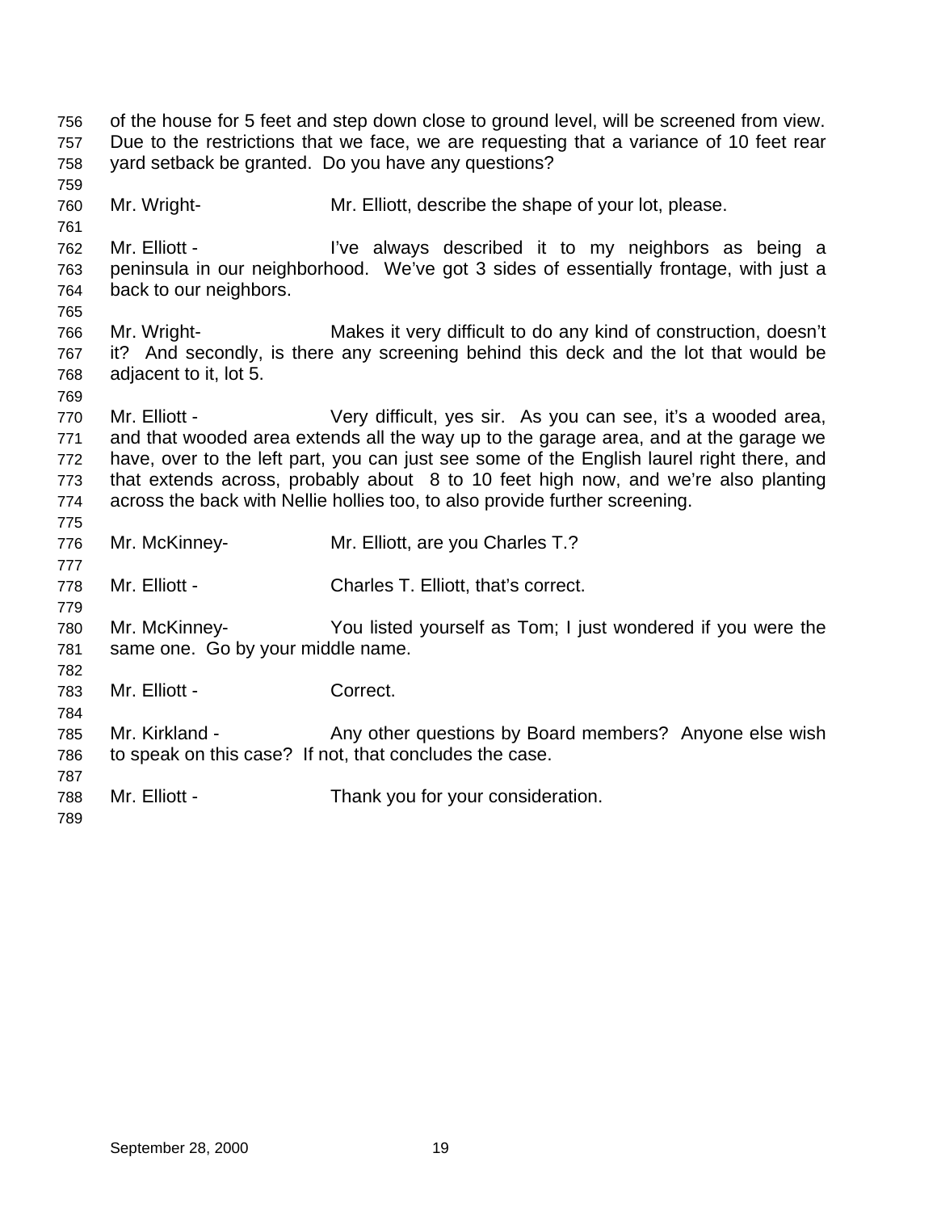of the house for 5 feet and step down close to ground level, will be screened from view. Due to the restrictions that we face, we are requesting that a variance of 10 feet rear yard setback be granted. Do you have any questions?

Mr. Wright- Mr. Elliott, describe the shape of your lot, please.

Mr. Elliott - I've always described it to my neighbors as being a peninsula in our neighborhood. We've got 3 sides of essentially frontage, with just a back to our neighbors.

Mr. Wright- Makes it very difficult to do any kind of construction, doesn't it? And secondly, is there any screening behind this deck and the lot that would be adjacent to it, lot 5.

Mr. Elliott - Very difficult, yes sir. As you can see, it's a wooded area, and that wooded area extends all the way up to the garage area, and at the garage we have, over to the left part, you can just see some of the English laurel right there, and that extends across, probably about 8 to 10 feet high now, and we're also planting across the back with Nellie hollies too, to also provide further screening.

Mr. McKinney- Mr. Elliott, are you Charles T.?

Mr. Elliott - Charles T. Elliott, that's correct.

Mr. McKinney- You listed yourself as Tom; I just wondered if you were the same one. Go by your middle name.

Mr. Elliott - Correct.

Mr. Kirkland - Any other questions by Board members? Anyone else wish to speak on this case? If not, that concludes the case.

Mr. Elliott - Thank you for your consideration.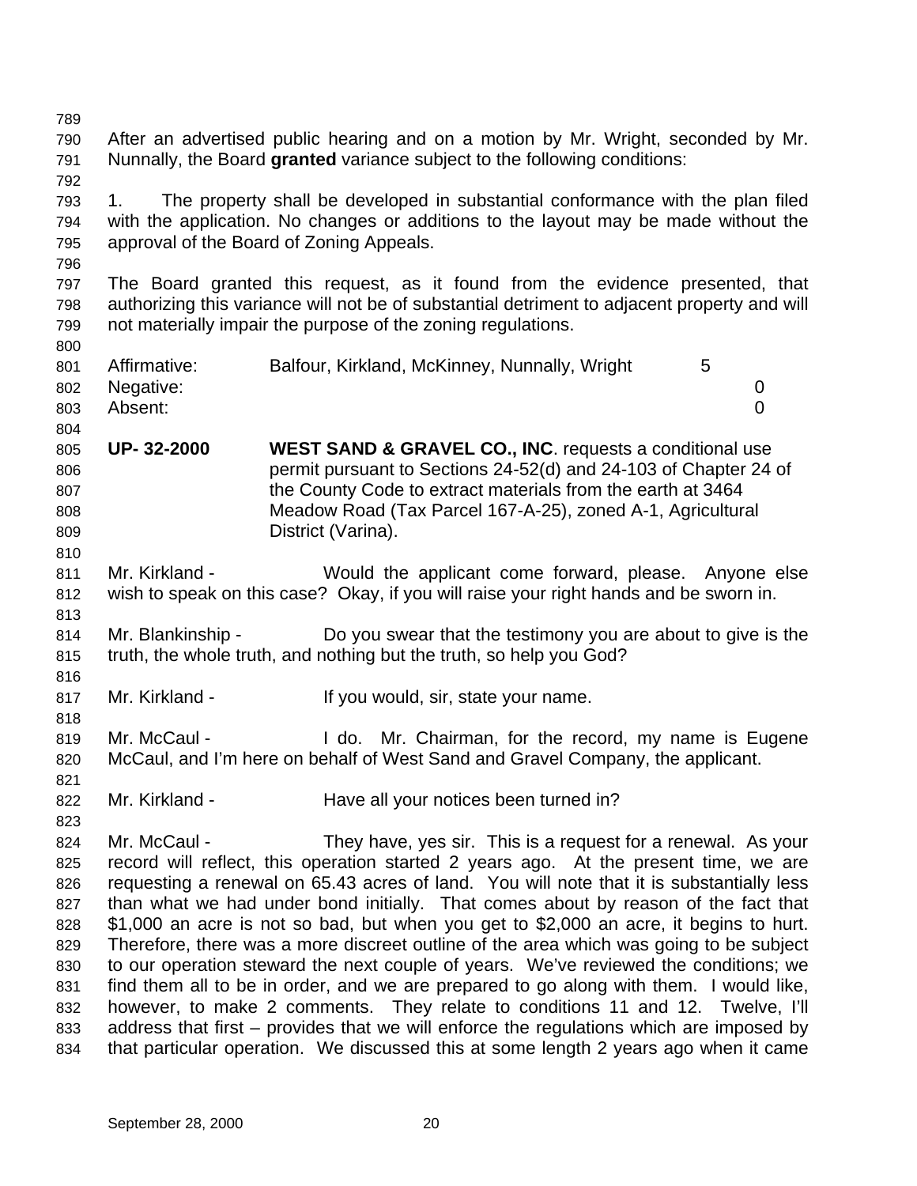After an advertised public hearing and on a motion by Mr. Wright, seconded by Mr. Nunnally, the Board **granted** variance subject to the following conditions:

1. The property shall be developed in substantial conformance with the plan filed with the application. No changes or additions to the layout may be made without the approval of the Board of Zoning Appeals.

The Board granted this request, as it found from the evidence presented, that authorizing this variance will not be of substantial detriment to adjacent property and will not materially impair the purpose of the zoning regulations.

| | | |
|---|---|---|
| Affirmative: | Balfour, Kirkland, McKinney, Nunnally, Wright | 5 |
| Negative: | | 0 |
| Absent: | | 0 |

**UP- 32-2000** **WEST SAND & GRAVEL CO., INC**. requests a conditional use permit pursuant to Sections 24-52(d) and 24-103 of Chapter 24 of the County Code to extract materials from the earth at 3464 Meadow Road (Tax Parcel 167-A-25), zoned A-1, Agricultural District (Varina).

Mr. Kirkland - Would the applicant come forward, please. Anyone else wish to speak on this case? Okay, if you will raise your right hands and be sworn in.

Mr. Blankinship - Do you swear that the testimony you are about to give is the truth, the whole truth, and nothing but the truth, so help you God?

Mr. Kirkland - If you would, sir, state your name.

Mr. McCaul - I do. Mr. Chairman, for the record, my name is Eugene McCaul, and I'm here on behalf of West Sand and Gravel Company, the applicant.

Mr. Kirkland - Have all your notices been turned in?

Mr. McCaul - They have, yes sir. This is a request for a renewal. As your record will reflect, this operation started 2 years ago. At the present time, we are requesting a renewal on 65.43 acres of land. You will note that it is substantially less than what we had under bond initially. That comes about by reason of the fact that $1,000 an acre is not so bad, but when you get to $2,000 an acre, it begins to hurt. Therefore, there was a more discreet outline of the area which was going to be subject to our operation steward the next couple of years. We've reviewed the conditions; we find them all to be in order, and we are prepared to go along with them. I would like, however, to make 2 comments. They relate to conditions 11 and 12. Twelve, I'll address that first – provides that we will enforce the regulations which are imposed by that particular operation. We discussed this at some length 2 years ago when it came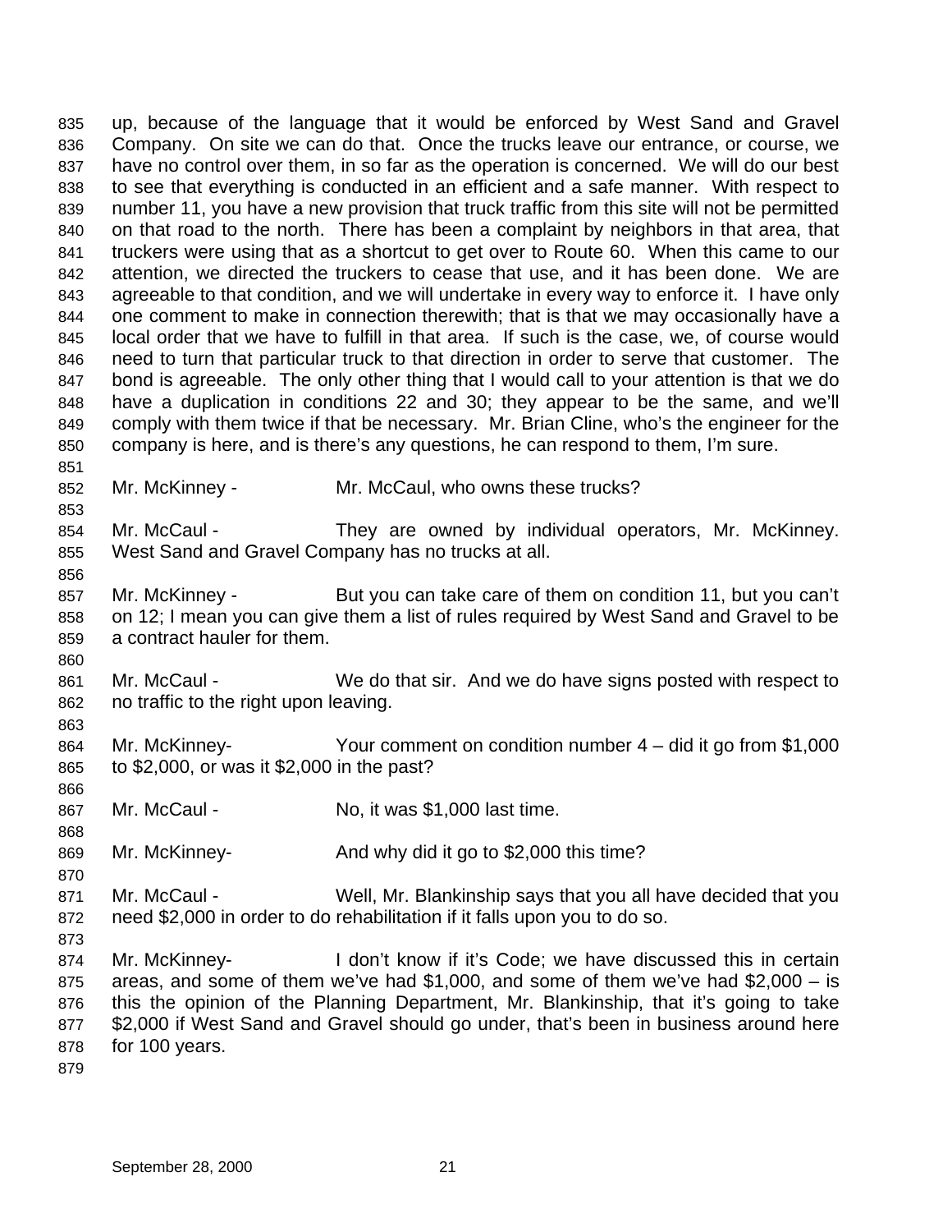up, because of the language that it would be enforced by West Sand and Gravel Company. On site we can do that. Once the trucks leave our entrance, or course, we have no control over them, in so far as the operation is concerned. We will do our best to see that everything is conducted in an efficient and a safe manner. With respect to number 11, you have a new provision that truck traffic from this site will not be permitted on that road to the north. There has been a complaint by neighbors in that area, that truckers were using that as a shortcut to get over to Route 60. When this came to our attention, we directed the truckers to cease that use, and it has been done. We are agreeable to that condition, and we will undertake in every way to enforce it. I have only one comment to make in connection therewith; that is that we may occasionally have a local order that we have to fulfill in that area. If such is the case, we, of course would need to turn that particular truck to that direction in order to serve that customer. The bond is agreeable. The only other thing that I would call to your attention is that we do have a duplication in conditions 22 and 30; they appear to be the same, and we'll comply with them twice if that be necessary. Mr. Brian Cline, who's the engineer for the company is here, and is there's any questions, he can respond to them, I'm sure.

Mr. McKinney - Mr. McCaul, who owns these trucks?

Mr. McCaul - They are owned by individual operators, Mr. McKinney. West Sand and Gravel Company has no trucks at all.

Mr. McKinney - But you can take care of them on condition 11, but you can't on 12; I mean you can give them a list of rules required by West Sand and Gravel to be a contract hauler for them.

Mr. McCaul - We do that sir. And we do have signs posted with respect to no traffic to the right upon leaving.

Mr. McKinney- Your comment on condition number 4 – did it go from $1,000 to $2,000, or was it $2,000 in the past?

Mr. McCaul - No, it was $1,000 last time.

Mr. McKinney- And why did it go to $2,000 this time?

Mr. McCaul - Well, Mr. Blankinship says that you all have decided that you need $2,000 in order to do rehabilitation if it falls upon you to do so.

Mr. McKinney- I don't know if it's Code; we have discussed this in certain areas, and some of them we've had $1,000, and some of them we've had $2,000 – is this the opinion of the Planning Department, Mr. Blankinship, that it's going to take $2,000 if West Sand and Gravel should go under, that's been in business around here for 100 years.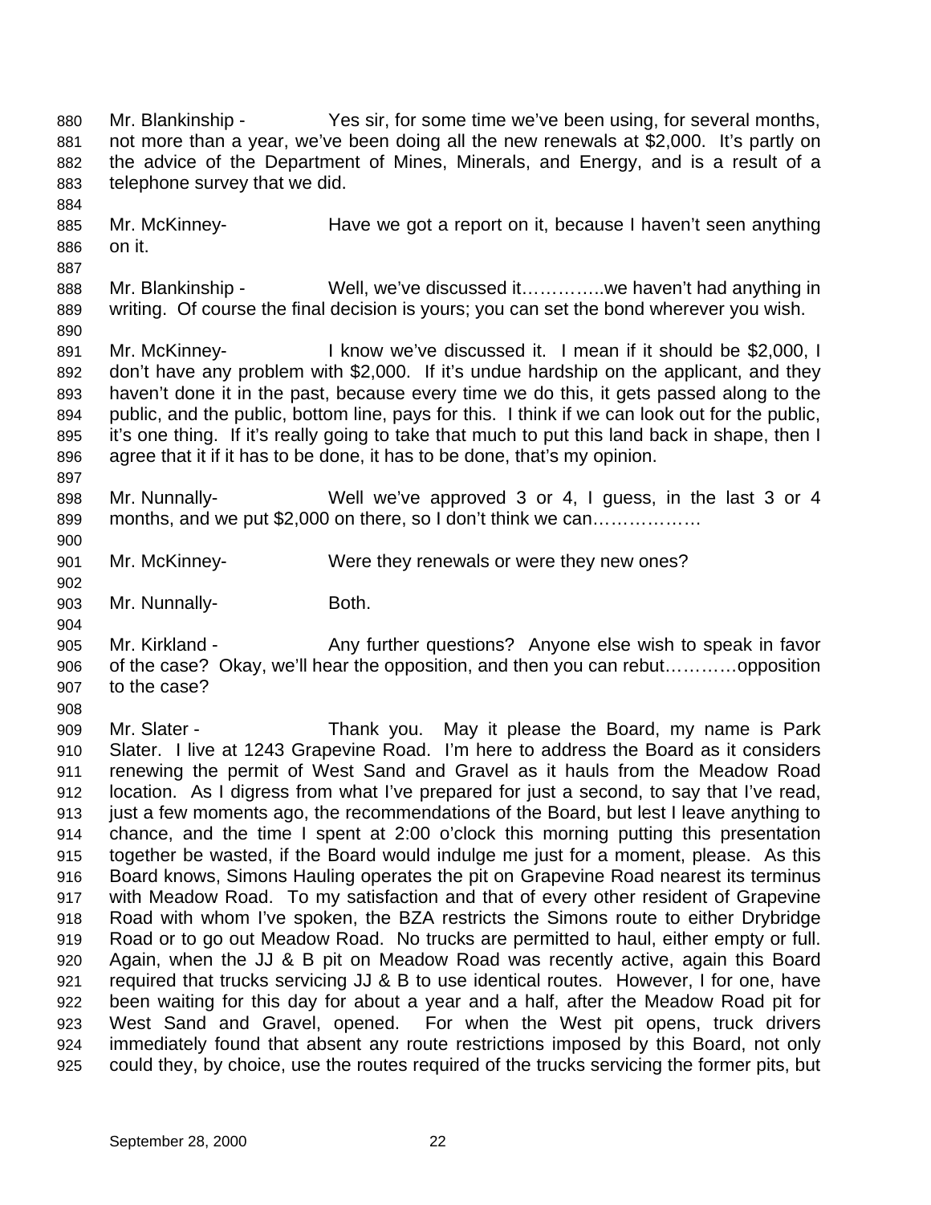Mr. Blankinship - Yes sir, for some time we've been using, for several months, not more than a year, we've been doing all the new renewals at $2,000. It's partly on the advice of the Department of Mines, Minerals, and Energy, and is a result of a telephone survey that we did.

Mr. McKinney- Have we got a report on it, because I haven't seen anything on it.

Mr. Blankinship - Well, we've discussed it…………..we haven't had anything in writing. Of course the final decision is yours; you can set the bond wherever you wish.

Mr. McKinney- I know we've discussed it. I mean if it should be $2,000, I don't have any problem with $2,000. If it's undue hardship on the applicant, and they haven't done it in the past, because every time we do this, it gets passed along to the public, and the public, bottom line, pays for this. I think if we can look out for the public, it's one thing. If it's really going to take that much to put this land back in shape, then I agree that it if it has to be done, it has to be done, that's my opinion.

Mr. Nunnally- Well we've approved 3 or 4, I guess, in the last 3 or 4 months, and we put $2,000 on there, so I don't think we can………………

Mr. McKinney- Were they renewals or were they new ones?

Mr. Nunnally- Both.

Mr. Kirkland - Any further questions? Anyone else wish to speak in favor of the case? Okay, we'll hear the opposition, and then you can rebut…………opposition to the case?

Mr. Slater - Thank you. May it please the Board, my name is Park Slater. I live at 1243 Grapevine Road. I'm here to address the Board as it considers renewing the permit of West Sand and Gravel as it hauls from the Meadow Road location. As I digress from what I've prepared for just a second, to say that I've read, just a few moments ago, the recommendations of the Board, but lest I leave anything to chance, and the time I spent at 2:00 o'clock this morning putting this presentation together be wasted, if the Board would indulge me just for a moment, please. As this Board knows, Simons Hauling operates the pit on Grapevine Road nearest its terminus with Meadow Road. To my satisfaction and that of every other resident of Grapevine Road with whom I've spoken, the BZA restricts the Simons route to either Drybridge Road or to go out Meadow Road. No trucks are permitted to haul, either empty or full. Again, when the JJ & B pit on Meadow Road was recently active, again this Board required that trucks servicing JJ & B to use identical routes. However, I for one, have been waiting for this day for about a year and a half, after the Meadow Road pit for West Sand and Gravel, opened. For when the West pit opens, truck drivers immediately found that absent any route restrictions imposed by this Board, not only could they, by choice, use the routes required of the trucks servicing the former pits, but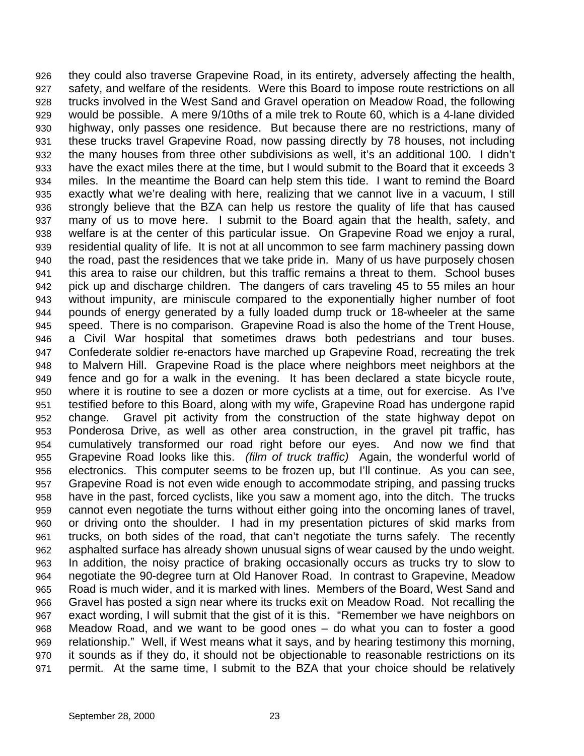they could also traverse Grapevine Road, in its entirety, adversely affecting the health, safety, and welfare of the residents. Were this Board to impose route restrictions on all trucks involved in the West Sand and Gravel operation on Meadow Road, the following would be possible. A mere 9/10ths of a mile trek to Route 60, which is a 4-lane divided highway, only passes one residence. But because there are no restrictions, many of these trucks travel Grapevine Road, now passing directly by 78 houses, not including the many houses from three other subdivisions as well, it's an additional 100. I didn't have the exact miles there at the time, but I would submit to the Board that it exceeds 3 miles. In the meantime the Board can help stem this tide. I want to remind the Board exactly what we're dealing with here, realizing that we cannot live in a vacuum, I still strongly believe that the BZA can help us restore the quality of life that has caused many of us to move here. I submit to the Board again that the health, safety, and welfare is at the center of this particular issue. On Grapevine Road we enjoy a rural, residential quality of life. It is not at all uncommon to see farm machinery passing down the road, past the residences that we take pride in. Many of us have purposely chosen this area to raise our children, but this traffic remains a threat to them. School buses pick up and discharge children. The dangers of cars traveling 45 to 55 miles an hour without impunity, are miniscule compared to the exponentially higher number of foot pounds of energy generated by a fully loaded dump truck or 18-wheeler at the same speed. There is no comparison. Grapevine Road is also the home of the Trent House, a Civil War hospital that sometimes draws both pedestrians and tour buses. Confederate soldier re-enactors have marched up Grapevine Road, recreating the trek to Malvern Hill. Grapevine Road is the place where neighbors meet neighbors at the fence and go for a walk in the evening. It has been declared a state bicycle route, where it is routine to see a dozen or more cyclists at a time, out for exercise. As I've testified before to this Board, along with my wife, Grapevine Road has undergone rapid change. Gravel pit activity from the construction of the state highway depot on Ponderosa Drive, as well as other area construction, in the gravel pit traffic, has cumulatively transformed our road right before our eyes. And now we find that Grapevine Road looks like this. *(film of truck traffic)* Again, the wonderful world of electronics. This computer seems to be frozen up, but I'll continue. As you can see, Grapevine Road is not even wide enough to accommodate striping, and passing trucks have in the past, forced cyclists, like you saw a moment ago, into the ditch. The trucks cannot even negotiate the turns without either going into the oncoming lanes of travel, or driving onto the shoulder. I had in my presentation pictures of skid marks from trucks, on both sides of the road, that can't negotiate the turns safely. The recently asphalted surface has already shown unusual signs of wear caused by the undo weight. In addition, the noisy practice of braking occasionally occurs as trucks try to slow to negotiate the 90-degree turn at Old Hanover Road. In contrast to Grapevine, Meadow Road is much wider, and it is marked with lines. Members of the Board, West Sand and Gravel has posted a sign near where its trucks exit on Meadow Road. Not recalling the exact wording, I will submit that the gist of it is this. "Remember we have neighbors on Meadow Road, and we want to be good ones – do what you can to foster a good relationship." Well, if West means what it says, and by hearing testimony this morning, it sounds as if they do, it should not be objectionable to reasonable restrictions on its permit. At the same time, I submit to the BZA that your choice should be relatively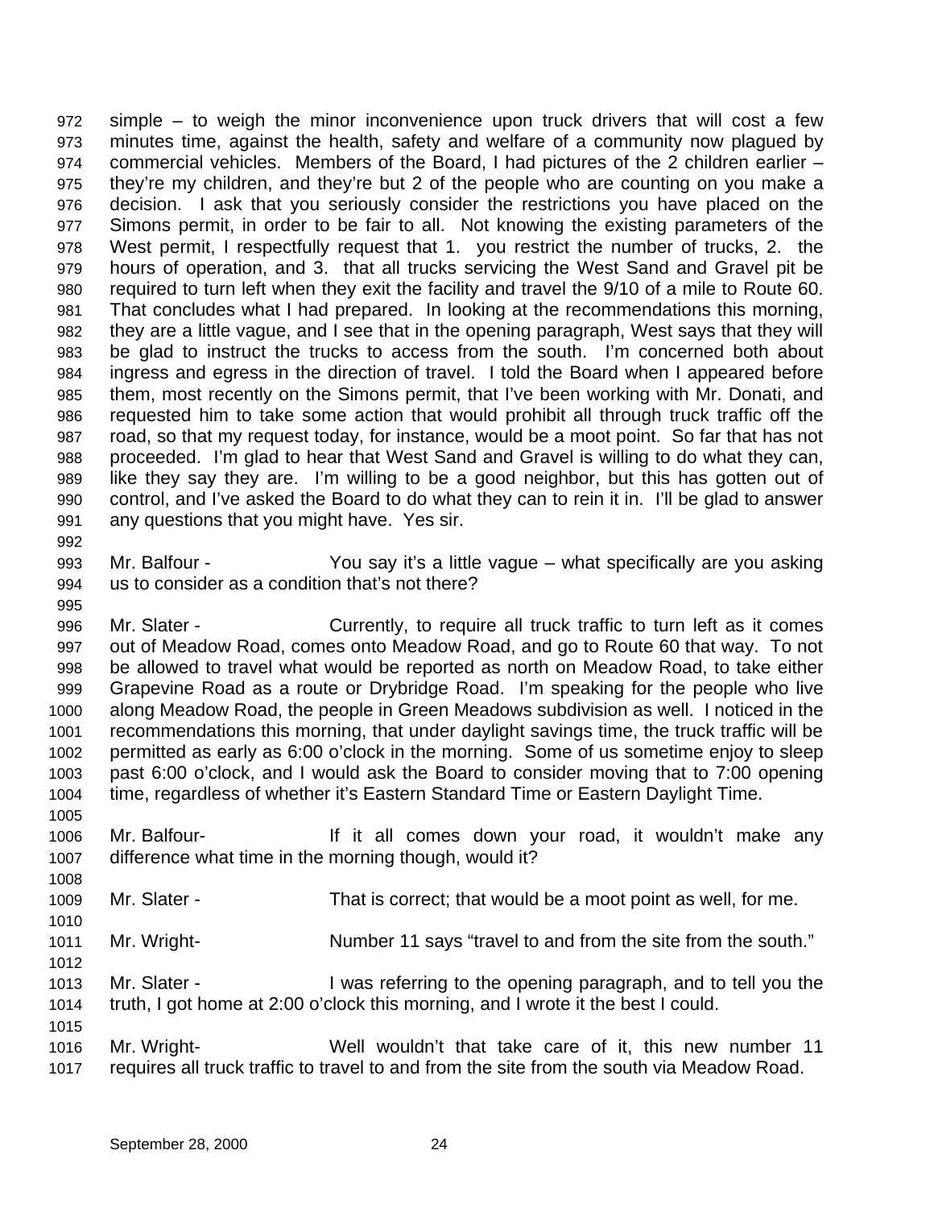simple – to weigh the minor inconvenience upon truck drivers that will cost a few minutes time, against the health, safety and welfare of a community now plagued by commercial vehicles. Members of the Board, I had pictures of the 2 children earlier – they're my children, and they're but 2 of the people who are counting on you make a decision. I ask that you seriously consider the restrictions you have placed on the Simons permit, in order to be fair to all. Not knowing the existing parameters of the West permit, I respectfully request that 1. you restrict the number of trucks, 2. the hours of operation, and 3. that all trucks servicing the West Sand and Gravel pit be required to turn left when they exit the facility and travel the 9/10 of a mile to Route 60. That concludes what I had prepared. In looking at the recommendations this morning, they are a little vague, and I see that in the opening paragraph, West says that they will be glad to instruct the trucks to access from the south. I'm concerned both about ingress and egress in the direction of travel. I told the Board when I appeared before them, most recently on the Simons permit, that I've been working with Mr. Donati, and requested him to take some action that would prohibit all through truck traffic off the road, so that my request today, for instance, would be a moot point. So far that has not proceeded. I'm glad to hear that West Sand and Gravel is willing to do what they can, like they say they are. I'm willing to be a good neighbor, but this has gotten out of control, and I've asked the Board to do what they can to rein it in. I'll be glad to answer any questions that you might have. Yes sir.

Mr. Balfour - You say it's a little vague – what specifically are you asking us to consider as a condition that's not there?

Mr. Slater - Currently, to require all truck traffic to turn left as it comes out of Meadow Road, comes onto Meadow Road, and go to Route 60 that way. To not be allowed to travel what would be reported as north on Meadow Road, to take either Grapevine Road as a route or Drybridge Road. I'm speaking for the people who live along Meadow Road, the people in Green Meadows subdivision as well. I noticed in the recommendations this morning, that under daylight savings time, the truck traffic will be permitted as early as 6:00 o'clock in the morning. Some of us sometime enjoy to sleep past 6:00 o'clock, and I would ask the Board to consider moving that to 7:00 opening time, regardless of whether it's Eastern Standard Time or Eastern Daylight Time.

Mr. Balfour- If it all comes down your road, it wouldn't make any difference what time in the morning though, would it?

Mr. Slater - That is correct; that would be a moot point as well, for me.

Mr. Wright- Number 11 says "travel to and from the site from the south."

Mr. Slater - I was referring to the opening paragraph, and to tell you the truth, I got home at 2:00 o'clock this morning, and I wrote it the best I could.

Mr. Wright- Well wouldn't that take care of it, this new number 11 requires all truck traffic to travel to and from the site from the south via Meadow Road.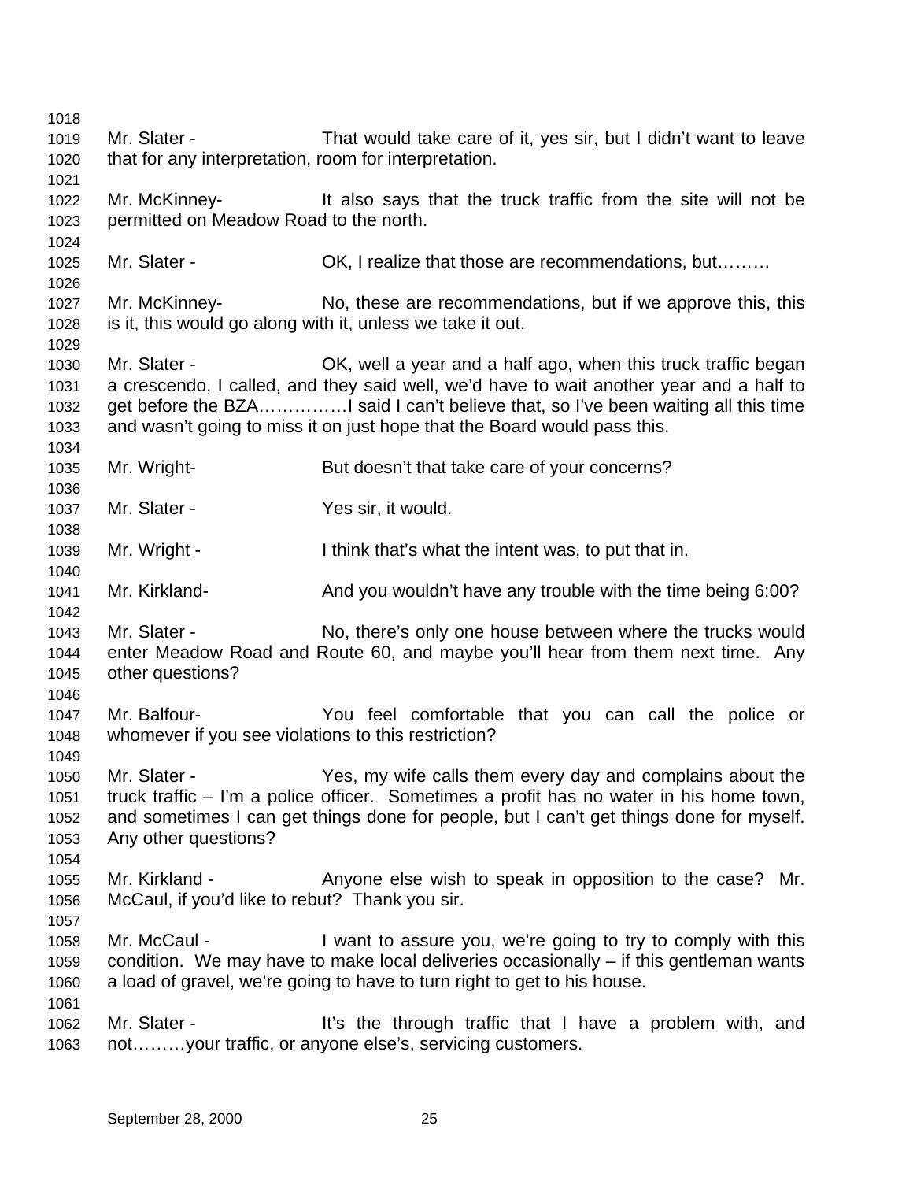1018

1019 Mr. Slater - That would take care of it, yes sir, but I didn't want to leave
1020 that for any interpretation, room for interpretation.

1021

1022 Mr. McKinney- It also says that the truck traffic from the site will not be
1023 permitted on Meadow Road to the north.

1024

1025 Mr. Slater - OK, I realize that those are recommendations, but………

1026

1027 Mr. McKinney- No, these are recommendations, but if we approve this, this
1028 is it, this would go along with it, unless we take it out.

1029

1030 Mr. Slater - OK, well a year and a half ago, when this truck traffic began
1031 a crescendo, I called, and they said well, we'd have to wait another year and a half to
1032 get before the BZA……………I said I can't believe that, so I've been waiting all this time
1033 and wasn't going to miss it on just hope that the Board would pass this.

1034

1035 Mr. Wright- But doesn't that take care of your concerns?

1036

1037 Mr. Slater - Yes sir, it would.

1038

1039 Mr. Wright - I think that's what the intent was, to put that in.

1040

1041 Mr. Kirkland- And you wouldn't have any trouble with the time being 6:00?

1042

1043 Mr. Slater - No, there's only one house between where the trucks would
1044 enter Meadow Road and Route 60, and maybe you'll hear from them next time. Any
1045 other questions?

1046

1047 Mr. Balfour- You feel comfortable that you can call the police or
1048 whomever if you see violations to this restriction?

1049

1050 Mr. Slater - Yes, my wife calls them every day and complains about the
1051 truck traffic – I'm a police officer. Sometimes a profit has no water in his home town,
1052 and sometimes I can get things done for people, but I can't get things done for myself.
1053 Any other questions?

1054

1055 Mr. Kirkland - Anyone else wish to speak in opposition to the case? Mr.
1056 McCaul, if you'd like to rebut? Thank you sir.

1057

1058 Mr. McCaul - I want to assure you, we're going to try to comply with this
1059 condition. We may have to make local deliveries occasionally – if this gentleman wants
1060 a load of gravel, we're going to have to turn right to get to his house.

1061

1062 Mr. Slater - It's the through traffic that I have a problem with, and
1063 not………your traffic, or anyone else's, servicing customers.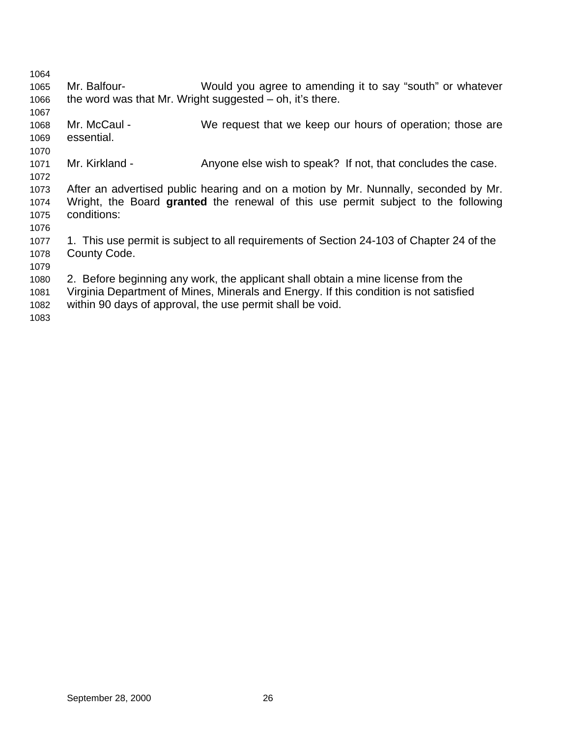Mr. Balfour- Would you agree to amending it to say "south" or whatever the word was that Mr. Wright suggested – oh, it's there.

Mr. McCaul - We request that we keep our hours of operation; those are essential.

Mr. Kirkland - Anyone else wish to speak? If not, that concludes the case.

After an advertised public hearing and on a motion by Mr. Nunnally, seconded by Mr. Wright, the Board **granted** the renewal of this use permit subject to the following conditions:

1. This use permit is subject to all requirements of Section 24-103 of Chapter 24 of the County Code.

2. Before beginning any work, the applicant shall obtain a mine license from the Virginia Department of Mines, Minerals and Energy. If this condition is not satisfied within 90 days of approval, the use permit shall be void.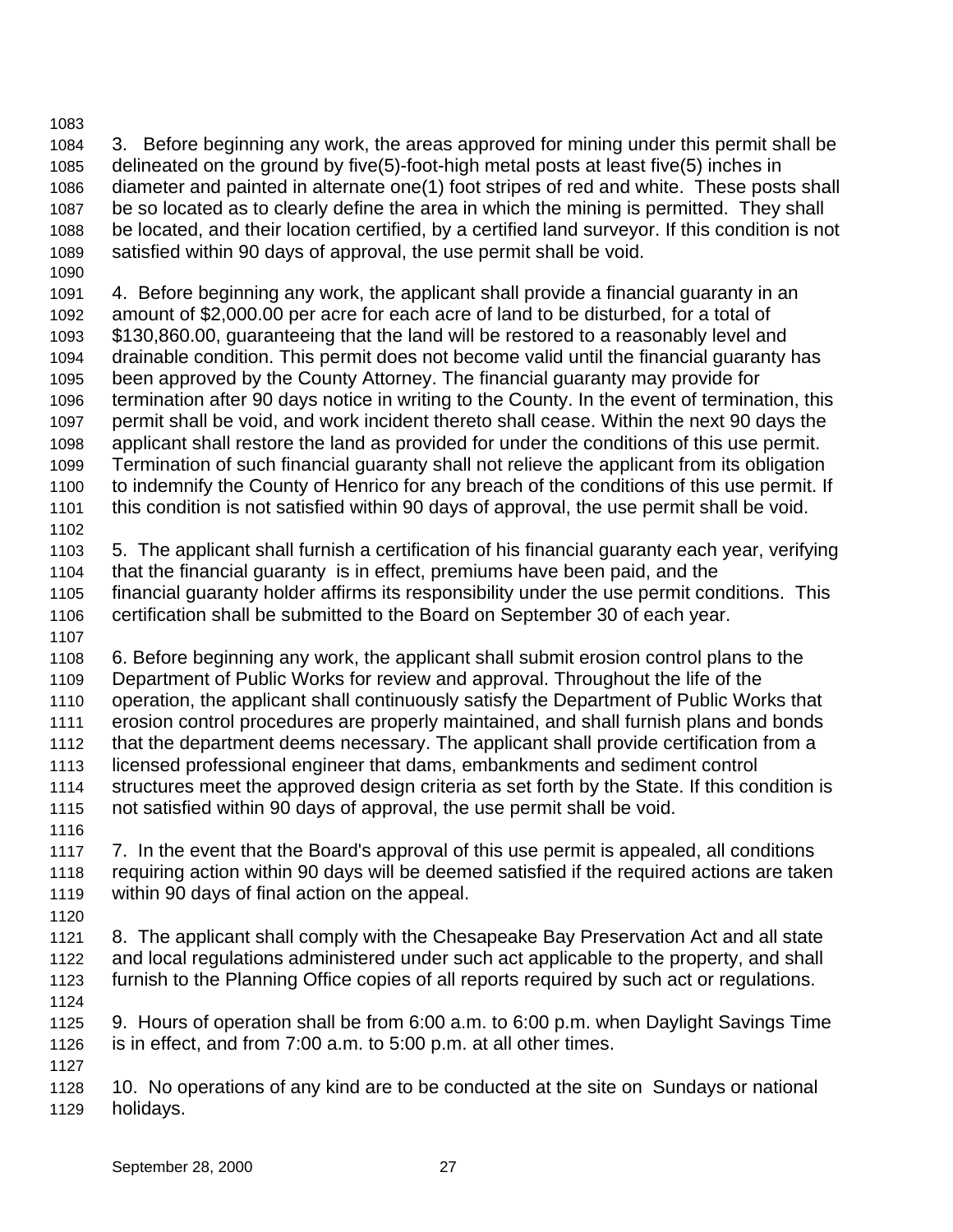3. Before beginning any work, the areas approved for mining under this permit shall be delineated on the ground by five(5)-foot-high metal posts at least five(5) inches in diameter and painted in alternate one(1) foot stripes of red and white. These posts shall be so located as to clearly define the area in which the mining is permitted. They shall be located, and their location certified, by a certified land surveyor. If this condition is not satisfied within 90 days of approval, the use permit shall be void.

4. Before beginning any work, the applicant shall provide a financial guaranty in an amount of $2,000.00 per acre for each acre of land to be disturbed, for a total of $130,860.00, guaranteeing that the land will be restored to a reasonably level and drainable condition. This permit does not become valid until the financial guaranty has been approved by the County Attorney. The financial guaranty may provide for termination after 90 days notice in writing to the County. In the event of termination, this permit shall be void, and work incident thereto shall cease. Within the next 90 days the applicant shall restore the land as provided for under the conditions of this use permit. Termination of such financial guaranty shall not relieve the applicant from its obligation to indemnify the County of Henrico for any breach of the conditions of this use permit. If this condition is not satisfied within 90 days of approval, the use permit shall be void.

5. The applicant shall furnish a certification of his financial guaranty each year, verifying that the financial guaranty is in effect, premiums have been paid, and the financial guaranty holder affirms its responsibility under the use permit conditions. This certification shall be submitted to the Board on September 30 of each year.

6. Before beginning any work, the applicant shall submit erosion control plans to the Department of Public Works for review and approval. Throughout the life of the operation, the applicant shall continuously satisfy the Department of Public Works that erosion control procedures are properly maintained, and shall furnish plans and bonds that the department deems necessary. The applicant shall provide certification from a licensed professional engineer that dams, embankments and sediment control structures meet the approved design criteria as set forth by the State. If this condition is not satisfied within 90 days of approval, the use permit shall be void.

7. In the event that the Board's approval of this use permit is appealed, all conditions requiring action within 90 days will be deemed satisfied if the required actions are taken within 90 days of final action on the appeal.

8. The applicant shall comply with the Chesapeake Bay Preservation Act and all state and local regulations administered under such act applicable to the property, and shall furnish to the Planning Office copies of all reports required by such act or regulations.

9. Hours of operation shall be from 6:00 a.m. to 6:00 p.m. when Daylight Savings Time is in effect, and from 7:00 a.m. to 5:00 p.m. at all other times.

10. No operations of any kind are to be conducted at the site on Sundays or national holidays.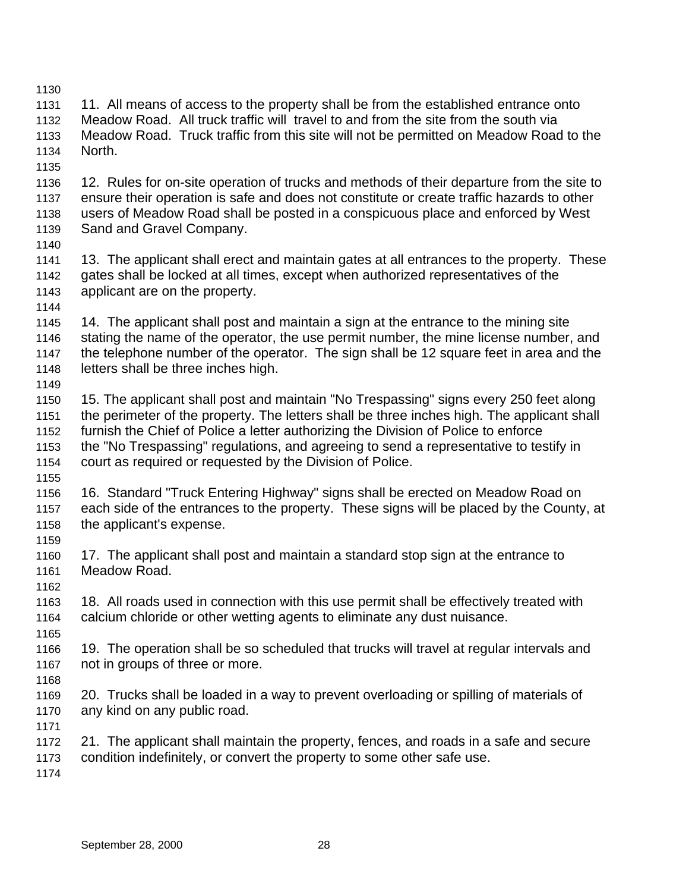11. All means of access to the property shall be from the established entrance onto Meadow Road. All truck traffic will travel to and from the site from the south via Meadow Road. Truck traffic from this site will not be permitted on Meadow Road to the North.

12. Rules for on-site operation of trucks and methods of their departure from the site to ensure their operation is safe and does not constitute or create traffic hazards to other users of Meadow Road shall be posted in a conspicuous place and enforced by West Sand and Gravel Company.

13. The applicant shall erect and maintain gates at all entrances to the property. These gates shall be locked at all times, except when authorized representatives of the applicant are on the property.

14. The applicant shall post and maintain a sign at the entrance to the mining site stating the name of the operator, the use permit number, the mine license number, and the telephone number of the operator. The sign shall be 12 square feet in area and the letters shall be three inches high.

15. The applicant shall post and maintain "No Trespassing" signs every 250 feet along the perimeter of the property. The letters shall be three inches high. The applicant shall furnish the Chief of Police a letter authorizing the Division of Police to enforce the "No Trespassing" regulations, and agreeing to send a representative to testify in court as required or requested by the Division of Police.

16. Standard "Truck Entering Highway" signs shall be erected on Meadow Road on each side of the entrances to the property. These signs will be placed by the County, at the applicant's expense.

17. The applicant shall post and maintain a standard stop sign at the entrance to Meadow Road.

18. All roads used in connection with this use permit shall be effectively treated with calcium chloride or other wetting agents to eliminate any dust nuisance.

19. The operation shall be so scheduled that trucks will travel at regular intervals and not in groups of three or more.

20. Trucks shall be loaded in a way to prevent overloading or spilling of materials of any kind on any public road.

21. The applicant shall maintain the property, fences, and roads in a safe and secure condition indefinitely, or convert the property to some other safe use.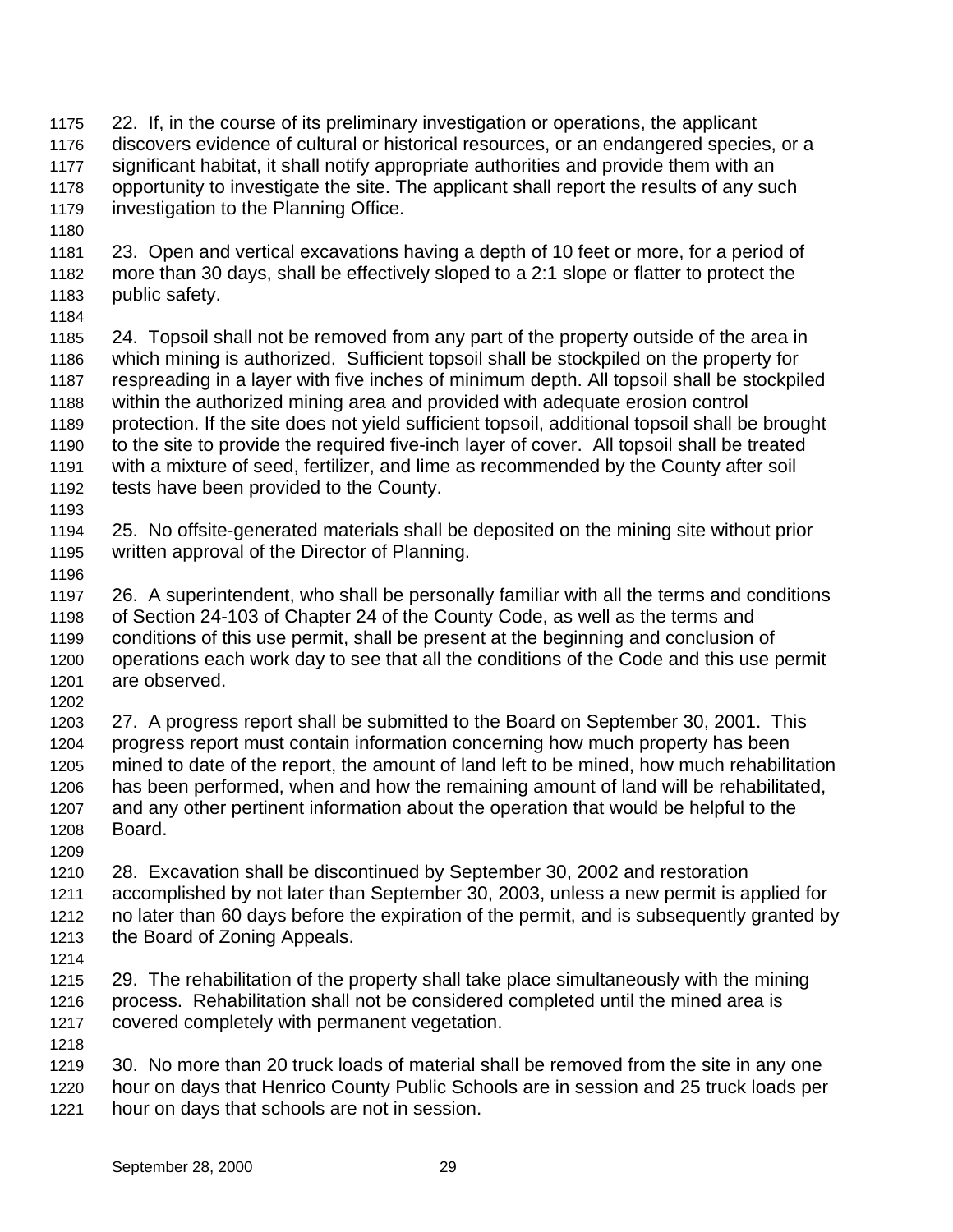22. If, in the course of its preliminary investigation or operations, the applicant discovers evidence of cultural or historical resources, or an endangered species, or a significant habitat, it shall notify appropriate authorities and provide them with an opportunity to investigate the site. The applicant shall report the results of any such investigation to the Planning Office.

23. Open and vertical excavations having a depth of 10 feet or more, for a period of more than 30 days, shall be effectively sloped to a 2:1 slope or flatter to protect the public safety.

24. Topsoil shall not be removed from any part of the property outside of the area in which mining is authorized. Sufficient topsoil shall be stockpiled on the property for respreading in a layer with five inches of minimum depth. All topsoil shall be stockpiled within the authorized mining area and provided with adequate erosion control protection. If the site does not yield sufficient topsoil, additional topsoil shall be brought to the site to provide the required five-inch layer of cover. All topsoil shall be treated with a mixture of seed, fertilizer, and lime as recommended by the County after soil tests have been provided to the County.

25. No offsite-generated materials shall be deposited on the mining site without prior written approval of the Director of Planning.

26. A superintendent, who shall be personally familiar with all the terms and conditions of Section 24-103 of Chapter 24 of the County Code, as well as the terms and conditions of this use permit, shall be present at the beginning and conclusion of operations each work day to see that all the conditions of the Code and this use permit are observed.

27. A progress report shall be submitted to the Board on September 30, 2001. This progress report must contain information concerning how much property has been mined to date of the report, the amount of land left to be mined, how much rehabilitation has been performed, when and how the remaining amount of land will be rehabilitated, and any other pertinent information about the operation that would be helpful to the Board.

28. Excavation shall be discontinued by September 30, 2002 and restoration accomplished by not later than September 30, 2003, unless a new permit is applied for no later than 60 days before the expiration of the permit, and is subsequently granted by the Board of Zoning Appeals.

29. The rehabilitation of the property shall take place simultaneously with the mining process. Rehabilitation shall not be considered completed until the mined area is covered completely with permanent vegetation.

30. No more than 20 truck loads of material shall be removed from the site in any one hour on days that Henrico County Public Schools are in session and 25 truck loads per hour on days that schools are not in session.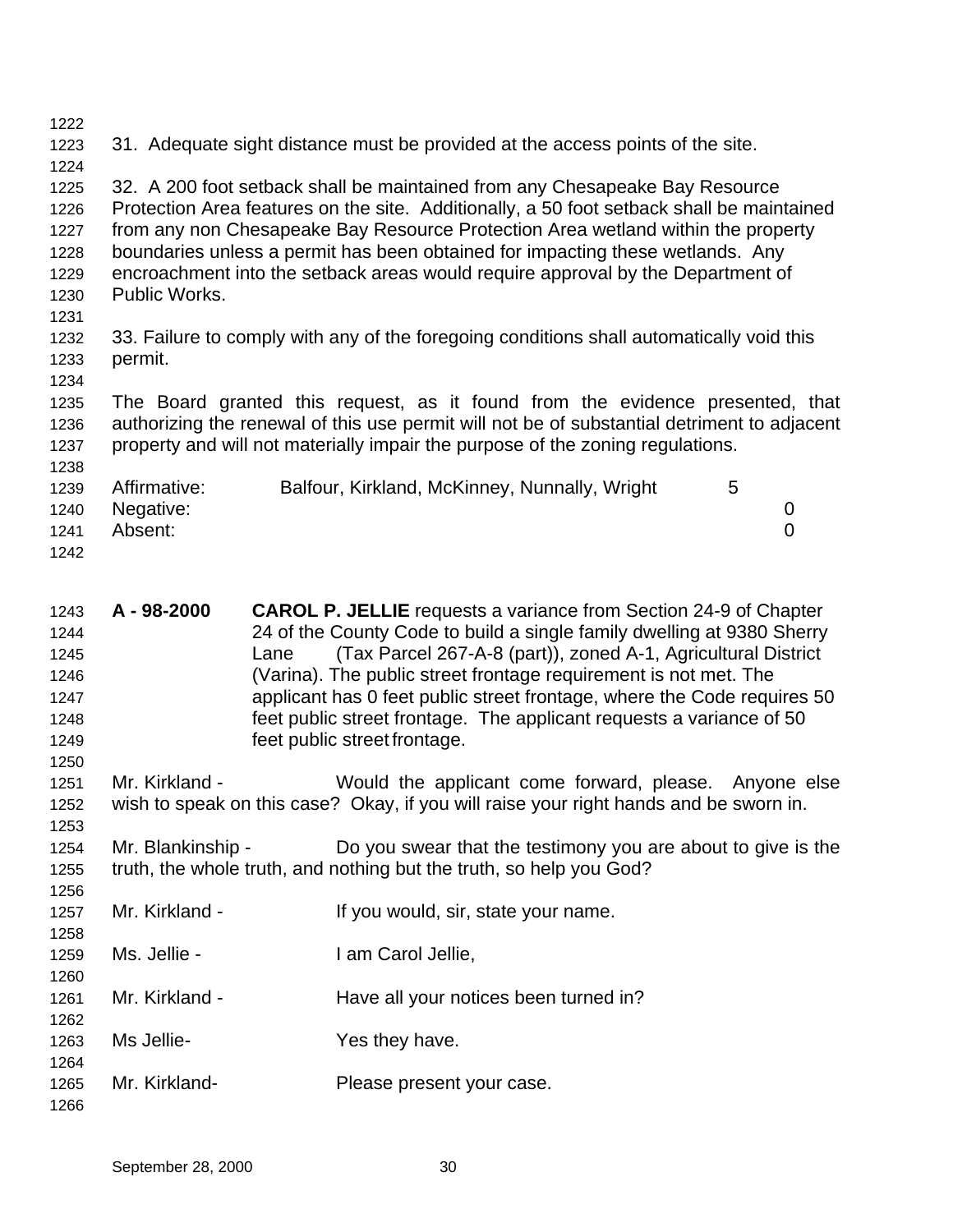31. Adequate sight distance must be provided at the access points of the site.

32. A 200 foot setback shall be maintained from any Chesapeake Bay Resource Protection Area features on the site. Additionally, a 50 foot setback shall be maintained from any non Chesapeake Bay Resource Protection Area wetland within the property boundaries unless a permit has been obtained for impacting these wetlands. Any encroachment into the setback areas would require approval by the Department of Public Works.

33. Failure to comply with any of the foregoing conditions shall automatically void this permit.

The Board granted this request, as it found from the evidence presented, that authorizing the renewal of this use permit will not be of substantial detriment to adjacent property and will not materially impair the purpose of the zoning regulations.

| | | |
|---|---|---|
| Affirmative: | Balfour, Kirkland, McKinney, Nunnally, Wright | 5 |
| Negative: | | 0 |
| Absent: | | 0 |

**A - 98-2000** **CAROL P. JELLIE** requests a variance from Section 24-9 of Chapter 24 of the County Code to build a single family dwelling at 9380 Sherry Lane (Tax Parcel 267-A-8 (part)), zoned A-1, Agricultural District (Varina). The public street frontage requirement is not met. The applicant has 0 feet public street frontage, where the Code requires 50 feet public street frontage. The applicant requests a variance of 50 feet public street frontage.

Mr. Kirkland - Would the applicant come forward, please. Anyone else wish to speak on this case? Okay, if you will raise your right hands and be sworn in.

Mr. Blankinship - Do you swear that the testimony you are about to give is the truth, the whole truth, and nothing but the truth, so help you God?

Mr. Kirkland - If you would, sir, state your name.

Ms. Jellie - I am Carol Jellie,

Mr. Kirkland - Have all your notices been turned in?

Ms Jellie- Yes they have.

Mr. Kirkland- Please present your case.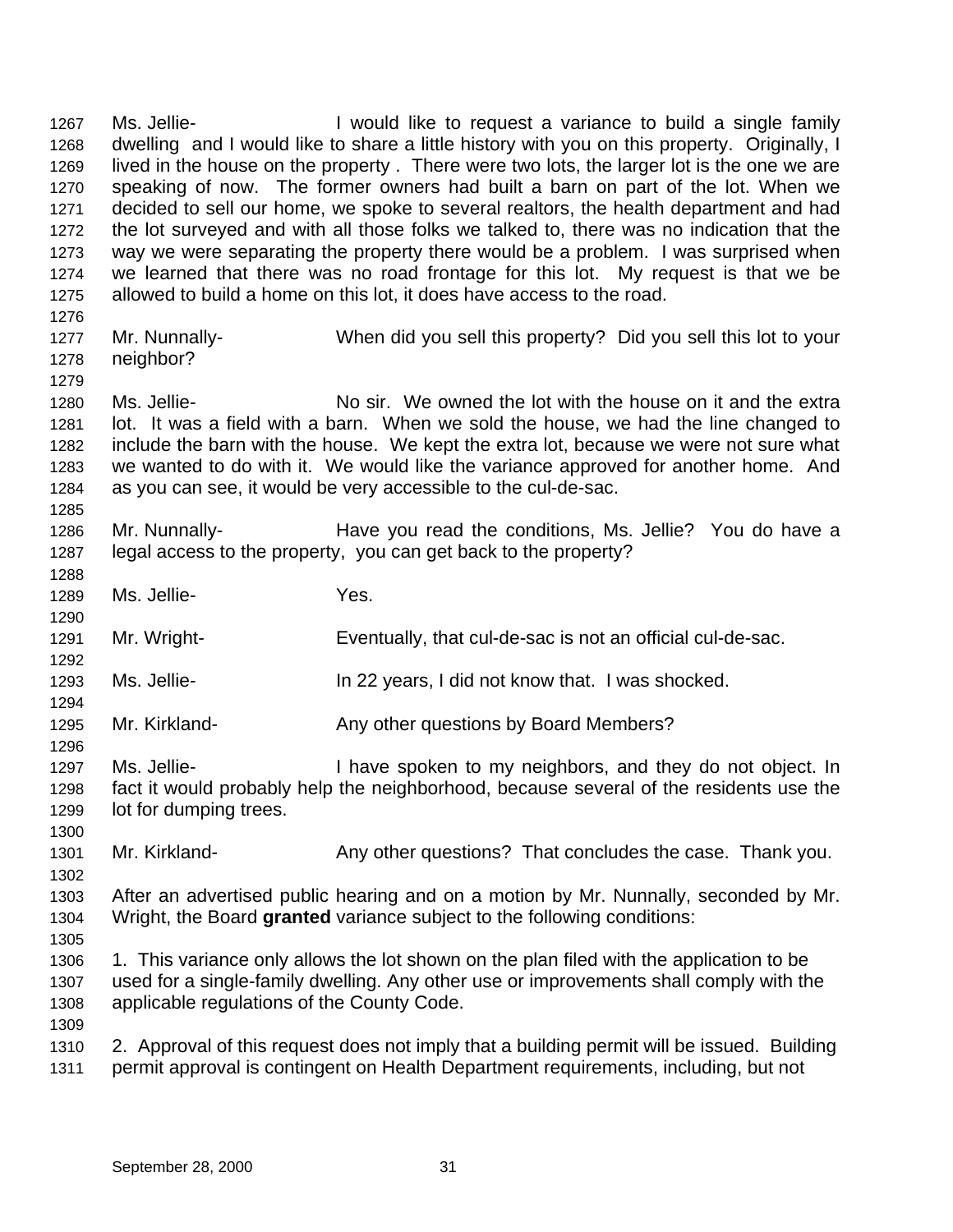Ms. Jellie- I would like to request a variance to build a single family dwelling and I would like to share a little history with you on this property. Originally, I lived in the house on the property . There were two lots, the larger lot is the one we are speaking of now. The former owners had built a barn on part of the lot. When we decided to sell our home, we spoke to several realtors, the health department and had the lot surveyed and with all those folks we talked to, there was no indication that the way we were separating the property there would be a problem. I was surprised when we learned that there was no road frontage for this lot. My request is that we be allowed to build a home on this lot, it does have access to the road.

Mr. Nunnally- When did you sell this property? Did you sell this lot to your neighbor?

Ms. Jellie- No sir. We owned the lot with the house on it and the extra lot. It was a field with a barn. When we sold the house, we had the line changed to include the barn with the house. We kept the extra lot, because we were not sure what we wanted to do with it. We would like the variance approved for another home. And as you can see, it would be very accessible to the cul-de-sac.

Mr. Nunnally- Have you read the conditions, Ms. Jellie? You do have a legal access to the property, you can get back to the property?

Ms. Jellie- Yes.

Mr. Wright- Eventually, that cul-de-sac is not an official cul-de-sac.

Ms. Jellie- In 22 years, I did not know that. I was shocked.

Mr. Kirkland- Any other questions by Board Members?

Ms. Jellie- I have spoken to my neighbors, and they do not object. In fact it would probably help the neighborhood, because several of the residents use the lot for dumping trees.

Mr. Kirkland- Any other questions? That concludes the case. Thank you.

After an advertised public hearing and on a motion by Mr. Nunnally, seconded by Mr. Wright, the Board **granted** variance subject to the following conditions:

1. This variance only allows the lot shown on the plan filed with the application to be used for a single-family dwelling. Any other use or improvements shall comply with the applicable regulations of the County Code.

2. Approval of this request does not imply that a building permit will be issued. Building permit approval is contingent on Health Department requirements, including, but not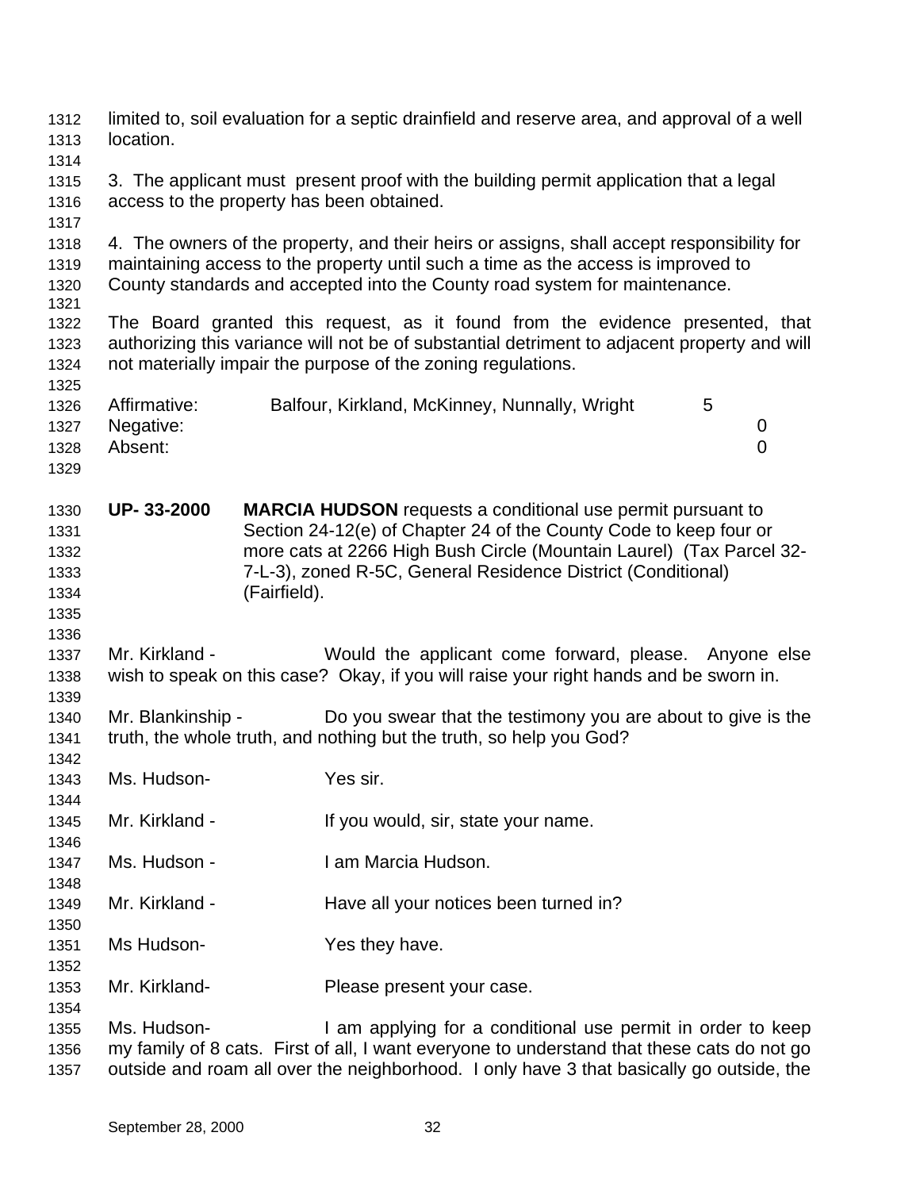limited to, soil evaluation for a septic drainfield and reserve area, and approval of a well location.

3. The applicant must present proof with the building permit application that a legal access to the property has been obtained.

4. The owners of the property, and their heirs or assigns, shall accept responsibility for maintaining access to the property until such a time as the access is improved to County standards and accepted into the County road system for maintenance.

The Board granted this request, as it found from the evidence presented, that authorizing this variance will not be of substantial detriment to adjacent property and will not materially impair the purpose of the zoning regulations.

| | | |
|---|---|---|
| Affirmative: | Balfour, Kirkland, McKinney, Nunnally, Wright | 5 |
| Negative: | | 0 |
| Absent: | | 0 |

**UP- 33-2000** **MARCIA HUDSON** requests a conditional use permit pursuant to Section 24-12(e) of Chapter 24 of the County Code to keep four or more cats at 2266 High Bush Circle (Mountain Laurel) (Tax Parcel 32-7-L-3), zoned R-5C, General Residence District (Conditional) (Fairfield).

Mr. Kirkland - Would the applicant come forward, please. Anyone else wish to speak on this case? Okay, if you will raise your right hands and be sworn in.

Mr. Blankinship - Do you swear that the testimony you are about to give is the truth, the whole truth, and nothing but the truth, so help you God?

Ms. Hudson- Yes sir.

Mr. Kirkland - If you would, sir, state your name.

Ms. Hudson - I am Marcia Hudson.

Mr. Kirkland - Have all your notices been turned in?

Ms Hudson- Yes they have.

Mr. Kirkland- Please present your case.

Ms. Hudson- I am applying for a conditional use permit in order to keep my family of 8 cats. First of all, I want everyone to understand that these cats do not go outside and roam all over the neighborhood. I only have 3 that basically go outside, the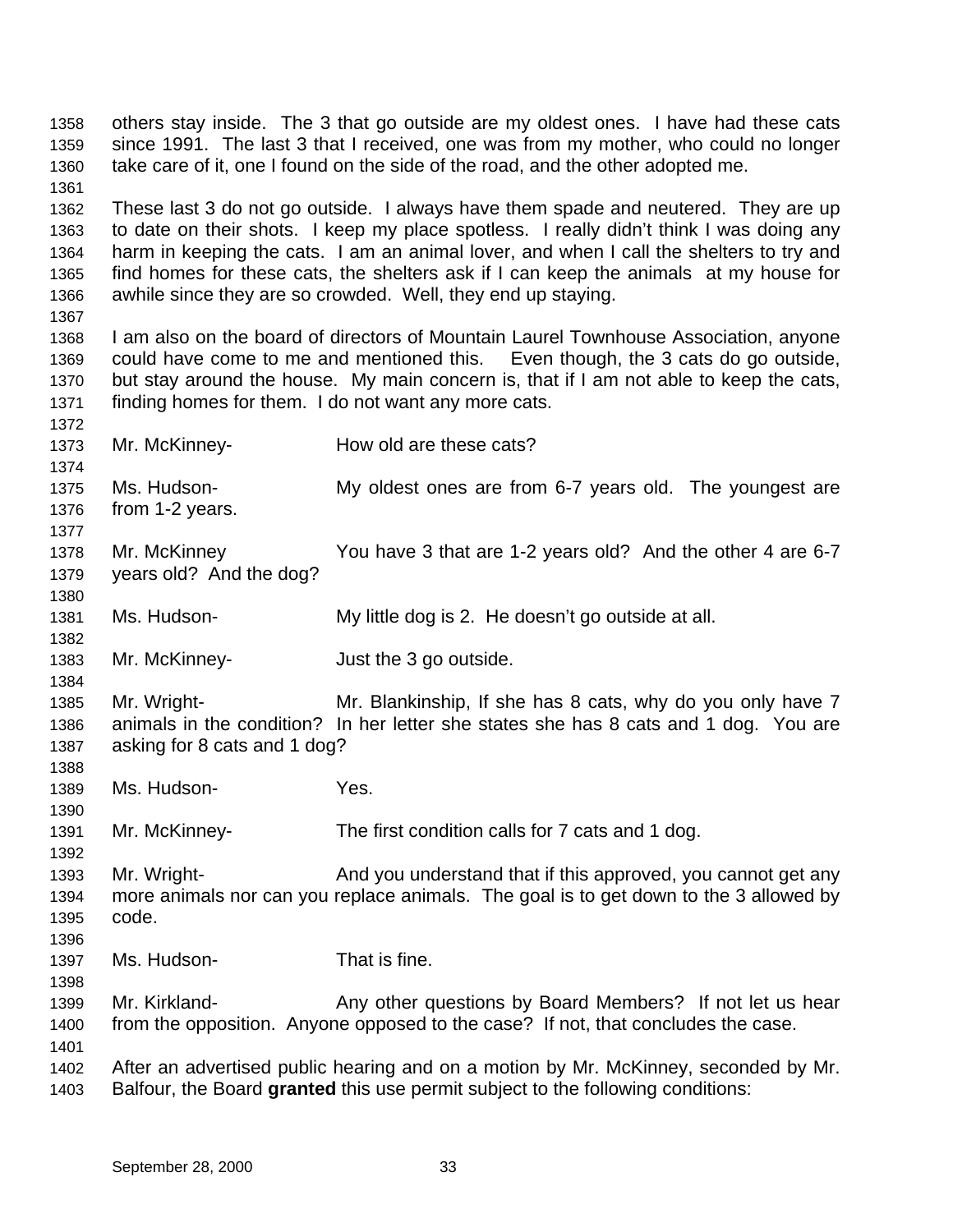others stay inside. The 3 that go outside are my oldest ones. I have had these cats since 1991. The last 3 that I received, one was from my mother, who could no longer take care of it, one I found on the side of the road, and the other adopted me.

These last 3 do not go outside. I always have them spade and neutered. They are up to date on their shots. I keep my place spotless. I really didn't think I was doing any harm in keeping the cats. I am an animal lover, and when I call the shelters to try and find homes for these cats, the shelters ask if I can keep the animals at my house for awhile since they are so crowded. Well, they end up staying.

I am also on the board of directors of Mountain Laurel Townhouse Association, anyone could have come to me and mentioned this. Even though, the 3 cats do go outside, but stay around the house. My main concern is, that if I am not able to keep the cats, finding homes for them. I do not want any more cats.

Mr. McKinney- How old are these cats?

Ms. Hudson- My oldest ones are from 6-7 years old. The youngest are from 1-2 years.

Mr. McKinney You have 3 that are 1-2 years old? And the other 4 are 6-7 years old? And the dog?

Ms. Hudson- My little dog is 2. He doesn't go outside at all.

Mr. McKinney- Just the 3 go outside.

Mr. Wright- Mr. Blankinship, If she has 8 cats, why do you only have 7 animals in the condition? In her letter she states she has 8 cats and 1 dog. You are asking for 8 cats and 1 dog?

Ms. Hudson- Yes.

Mr. McKinney- The first condition calls for 7 cats and 1 dog.

Mr. Wright- And you understand that if this approved, you cannot get any more animals nor can you replace animals. The goal is to get down to the 3 allowed by code.

Ms. Hudson- That is fine.

Mr. Kirkland- Any other questions by Board Members? If not let us hear from the opposition. Anyone opposed to the case? If not, that concludes the case.

After an advertised public hearing and on a motion by Mr. McKinney, seconded by Mr. Balfour, the Board **granted** this use permit subject to the following conditions: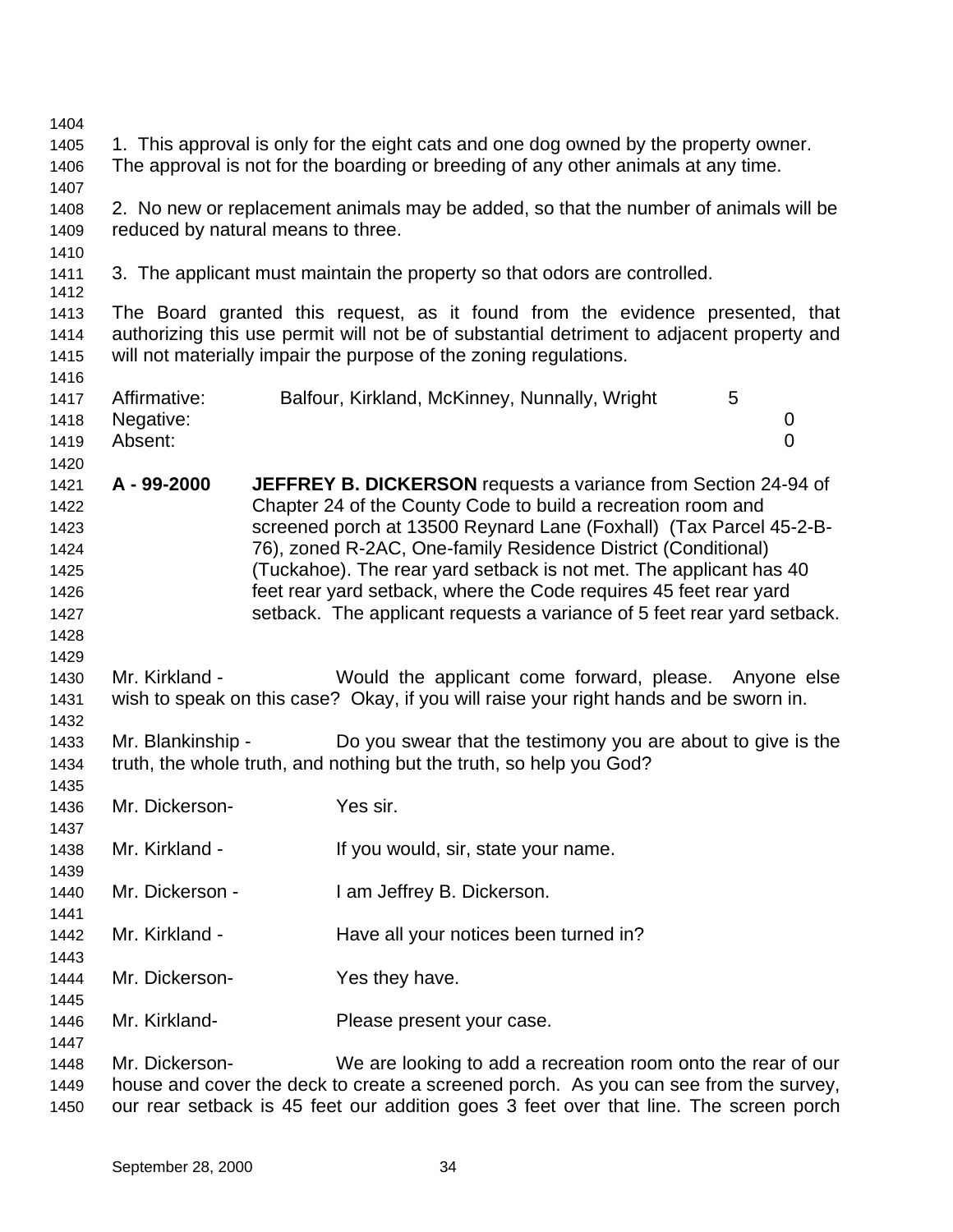1. This approval is only for the eight cats and one dog owned by the property owner. The approval is not for the boarding or breeding of any other animals at any time.

2. No new or replacement animals may be added, so that the number of animals will be reduced by natural means to three.

3. The applicant must maintain the property so that odors are controlled.

The Board granted this request, as it found from the evidence presented, that authorizing this use permit will not be of substantial detriment to adjacent property and will not materially impair the purpose of the zoning regulations.

| | | |
|---|---|---|
| Affirmative: | Balfour, Kirkland, McKinney, Nunnally, Wright | 5 |
| Negative: | | 0 |
| Absent: | | 0 |

**A - 99-2000** **JEFFREY B. DICKERSON** requests a variance from Section 24-94 of Chapter 24 of the County Code to build a recreation room and screened porch at 13500 Reynard Lane (Foxhall) (Tax Parcel 45-2-B-76), zoned R-2AC, One-family Residence District (Conditional) (Tuckahoe). The rear yard setback is not met. The applicant has 40 feet rear yard setback, where the Code requires 45 feet rear yard setback. The applicant requests a variance of 5 feet rear yard setback.

Mr. Kirkland - Would the applicant come forward, please. Anyone else wish to speak on this case? Okay, if you will raise your right hands and be sworn in.

Mr. Blankinship - Do you swear that the testimony you are about to give is the truth, the whole truth, and nothing but the truth, so help you God?

Mr. Dickerson- Yes sir.

Mr. Kirkland - If you would, sir, state your name.

Mr. Dickerson - I am Jeffrey B. Dickerson.

Mr. Kirkland - Have all your notices been turned in?

Mr. Dickerson- Yes they have.

Mr. Kirkland- Please present your case.

Mr. Dickerson- We are looking to add a recreation room onto the rear of our house and cover the deck to create a screened porch. As you can see from the survey, our rear setback is 45 feet our addition goes 3 feet over that line. The screen porch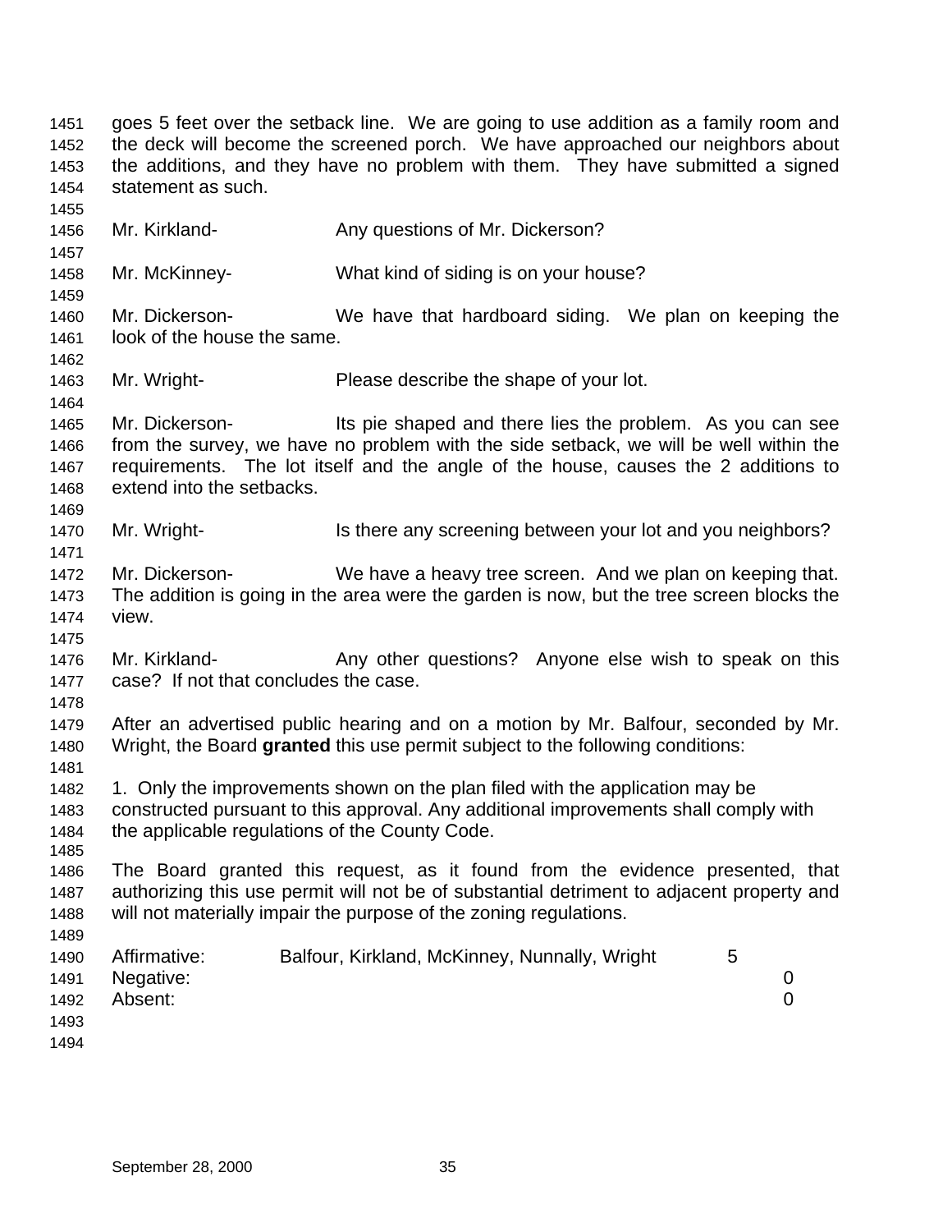goes 5 feet over the setback line. We are going to use addition as a family room and the deck will become the screened porch. We have approached our neighbors about the additions, and they have no problem with them. They have submitted a signed statement as such.

Mr. Kirkland- Any questions of Mr. Dickerson?

Mr. McKinney- What kind of siding is on your house?

Mr. Dickerson- We have that hardboard siding. We plan on keeping the look of the house the same.

Mr. Wright- Please describe the shape of your lot.

Mr. Dickerson- Its pie shaped and there lies the problem. As you can see from the survey, we have no problem with the side setback, we will be well within the requirements. The lot itself and the angle of the house, causes the 2 additions to extend into the setbacks.

Mr. Wright- Is there any screening between your lot and you neighbors?

Mr. Dickerson- We have a heavy tree screen. And we plan on keeping that. The addition is going in the area were the garden is now, but the tree screen blocks the view.

Mr. Kirkland- Any other questions? Anyone else wish to speak on this case? If not that concludes the case.

After an advertised public hearing and on a motion by Mr. Balfour, seconded by Mr. Wright, the Board **granted** this use permit subject to the following conditions:

1. Only the improvements shown on the plan filed with the application may be constructed pursuant to this approval. Any additional improvements shall comply with the applicable regulations of the County Code.

The Board granted this request, as it found from the evidence presented, that authorizing this use permit will not be of substantial detriment to adjacent property and will not materially impair the purpose of the zoning regulations.

| | | |
|---|---|---|
| Affirmative: | Balfour, Kirkland, McKinney, Nunnally, Wright | 5 |
| Negative: | | 0 |
| Absent: | | 0 |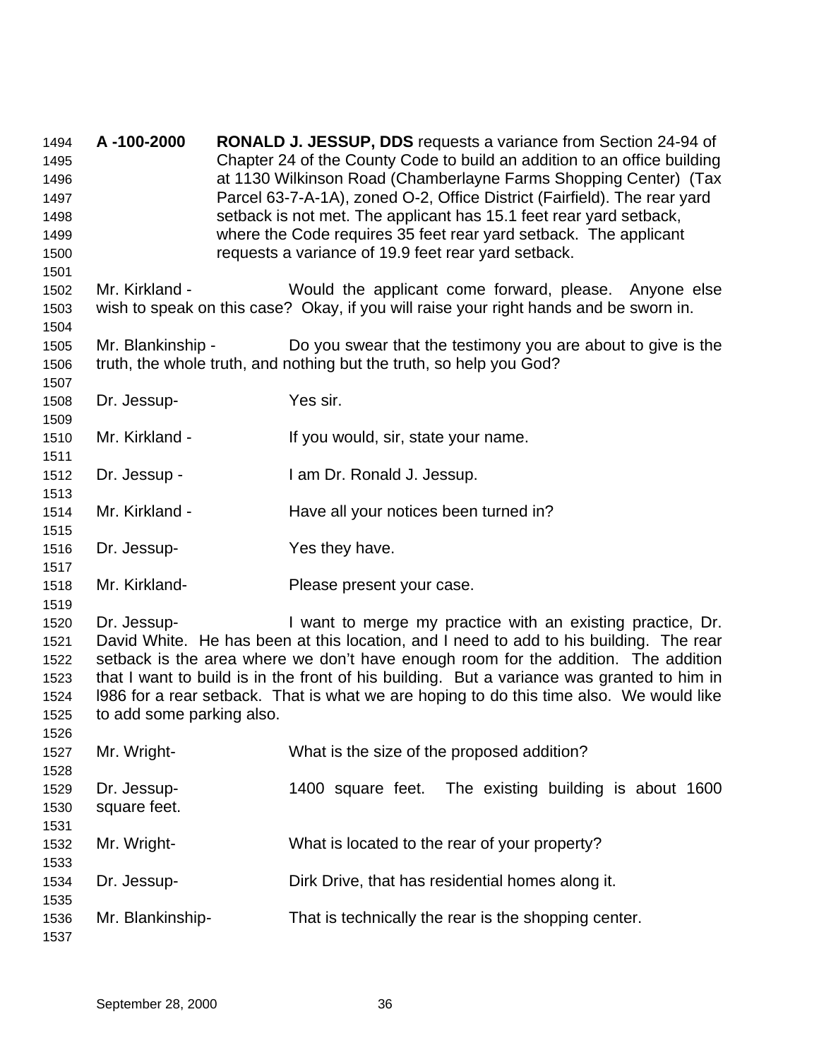**A -100-2000** **RONALD J. JESSUP, DDS** requests a variance from Section 24-94 of Chapter 24 of the County Code to build an addition to an office building at 1130 Wilkinson Road (Chamberlayne Farms Shopping Center) (Tax Parcel 63-7-A-1A), zoned O-2, Office District (Fairfield). The rear yard setback is not met. The applicant has 15.1 feet rear yard setback, where the Code requires 35 feet rear yard setback. The applicant requests a variance of 19.9 feet rear yard setback.

Mr. Kirkland - Would the applicant come forward, please. Anyone else wish to speak on this case? Okay, if you will raise your right hands and be sworn in.

Mr. Blankinship - Do you swear that the testimony you are about to give is the truth, the whole truth, and nothing but the truth, so help you God?

Dr. Jessup- Yes sir.

Mr. Kirkland - If you would, sir, state your name.

Dr. Jessup - I am Dr. Ronald J. Jessup.

Mr. Kirkland - Have all your notices been turned in?

Dr. Jessup- Yes they have.

Mr. Kirkland- Please present your case.

Dr. Jessup- I want to merge my practice with an existing practice, Dr. David White. He has been at this location, and I need to add to his building. The rear setback is the area where we don't have enough room for the addition. The addition that I want to build is in the front of his building. But a variance was granted to him in l986 for a rear setback. That is what we are hoping to do this time also. We would like to add some parking also.

Mr. Wright- What is the size of the proposed addition?

Dr. Jessup- 1400 square feet. The existing building is about 1600 square feet.

Mr. Wright- What is located to the rear of your property?

Dr. Jessup- Dirk Drive, that has residential homes along it.

Mr. Blankinship- That is technically the rear is the shopping center.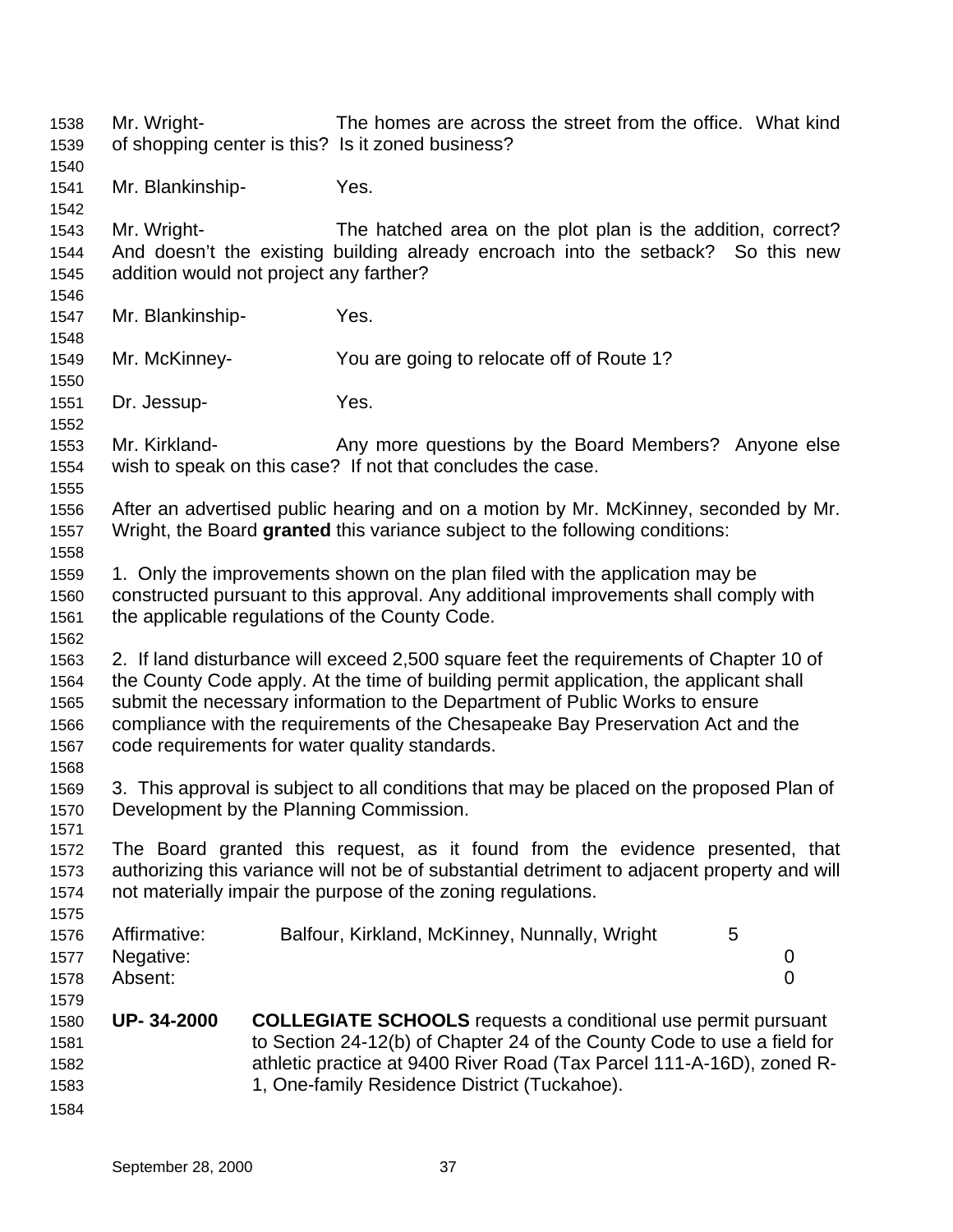Mr. Wright- The homes are across the street from the office. What kind of shopping center is this? Is it zoned business?

Mr. Blankinship- Yes.

Mr. Wright- The hatched area on the plot plan is the addition, correct? And doesn't the existing building already encroach into the setback? So this new addition would not project any farther?

Mr. Blankinship- Yes.

Mr. McKinney- You are going to relocate off of Route 1?

Dr. Jessup- Yes.

Mr. Kirkland- Any more questions by the Board Members? Anyone else wish to speak on this case? If not that concludes the case.

After an advertised public hearing and on a motion by Mr. McKinney, seconded by Mr. Wright, the Board **granted** this variance subject to the following conditions:

1. Only the improvements shown on the plan filed with the application may be constructed pursuant to this approval. Any additional improvements shall comply with the applicable regulations of the County Code.

2. If land disturbance will exceed 2,500 square feet the requirements of Chapter 10 of the County Code apply. At the time of building permit application, the applicant shall submit the necessary information to the Department of Public Works to ensure compliance with the requirements of the Chesapeake Bay Preservation Act and the code requirements for water quality standards.

3. This approval is subject to all conditions that may be placed on the proposed Plan of Development by the Planning Commission.

The Board granted this request, as it found from the evidence presented, that authorizing this variance will not be of substantial detriment to adjacent property and will not materially impair the purpose of the zoning regulations.

| | | |
|---|---|---|
| Affirmative: | Balfour, Kirkland, McKinney, Nunnally, Wright | 5 |
| Negative: | | 0 |
| Absent: | | 0 |

**UP- 34-2000** **COLLEGIATE SCHOOLS** requests a conditional use permit pursuant to Section 24-12(b) of Chapter 24 of the County Code to use a field for athletic practice at 9400 River Road (Tax Parcel 111-A-16D), zoned R-1, One-family Residence District (Tuckahoe).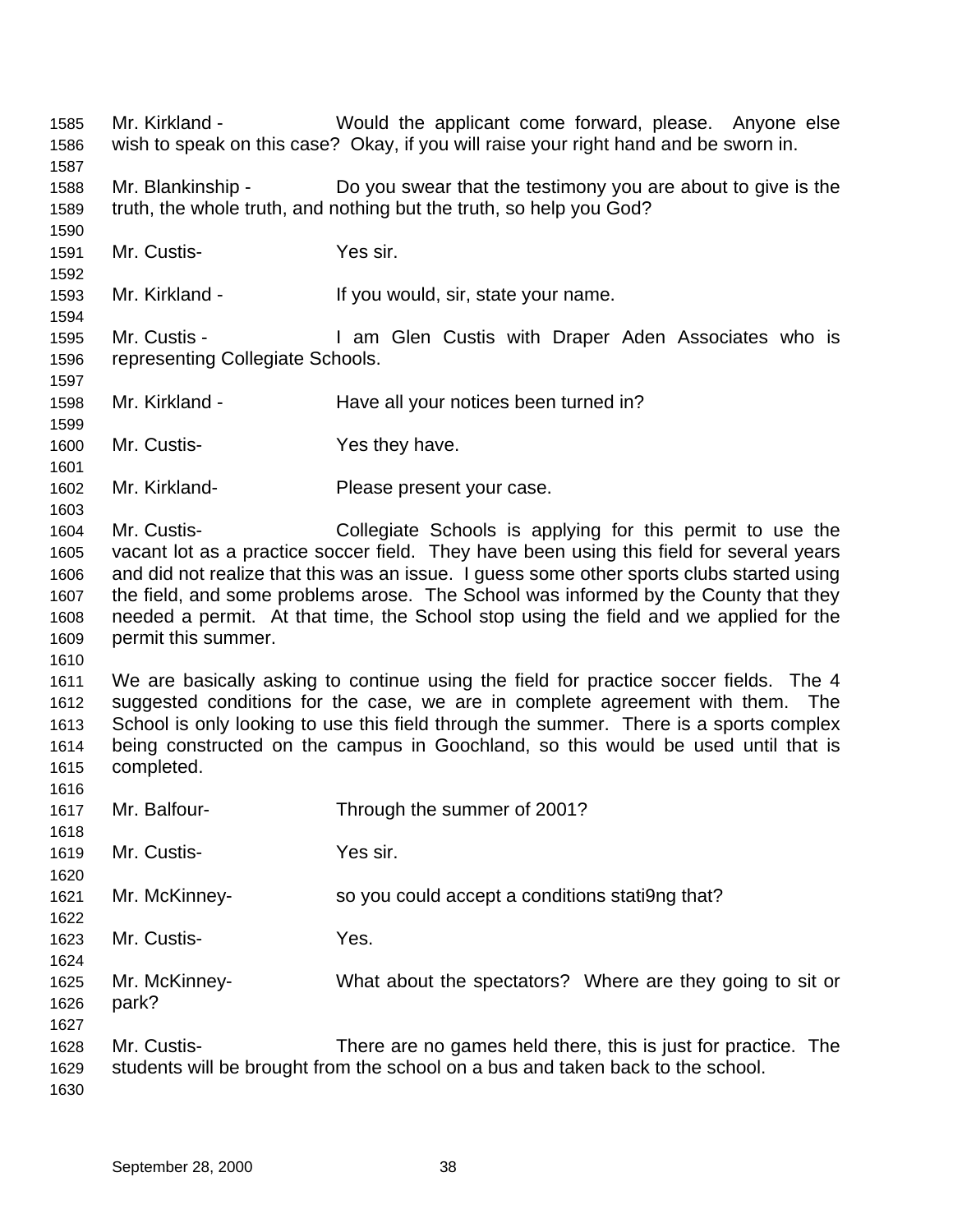Mr. Kirkland - Would the applicant come forward, please. Anyone else wish to speak on this case? Okay, if you will raise your right hand and be sworn in.

Mr. Blankinship - Do you swear that the testimony you are about to give is the truth, the whole truth, and nothing but the truth, so help you God?

Mr. Custis- Yes sir.

Mr. Kirkland - If you would, sir, state your name.

Mr. Custis - I am Glen Custis with Draper Aden Associates who is representing Collegiate Schools.

Mr. Kirkland - Have all your notices been turned in?

Mr. Custis- Yes they have.

Mr. Kirkland- Please present your case.

Mr. Custis- Collegiate Schools is applying for this permit to use the vacant lot as a practice soccer field. They have been using this field for several years and did not realize that this was an issue. I guess some other sports clubs started using the field, and some problems arose. The School was informed by the County that they needed a permit. At that time, the School stop using the field and we applied for the permit this summer.

We are basically asking to continue using the field for practice soccer fields. The 4 suggested conditions for the case, we are in complete agreement with them. The School is only looking to use this field through the summer. There is a sports complex being constructed on the campus in Goochland, so this would be used until that is completed.

Mr. Balfour- Through the summer of 2001?

Mr. Custis- Yes sir.

Mr. McKinney- so you could accept a conditions stati9ng that?

Mr. Custis- Yes.

Mr. McKinney- What about the spectators? Where are they going to sit or park?

Mr. Custis- There are no games held there, this is just for practice. The students will be brought from the school on a bus and taken back to the school.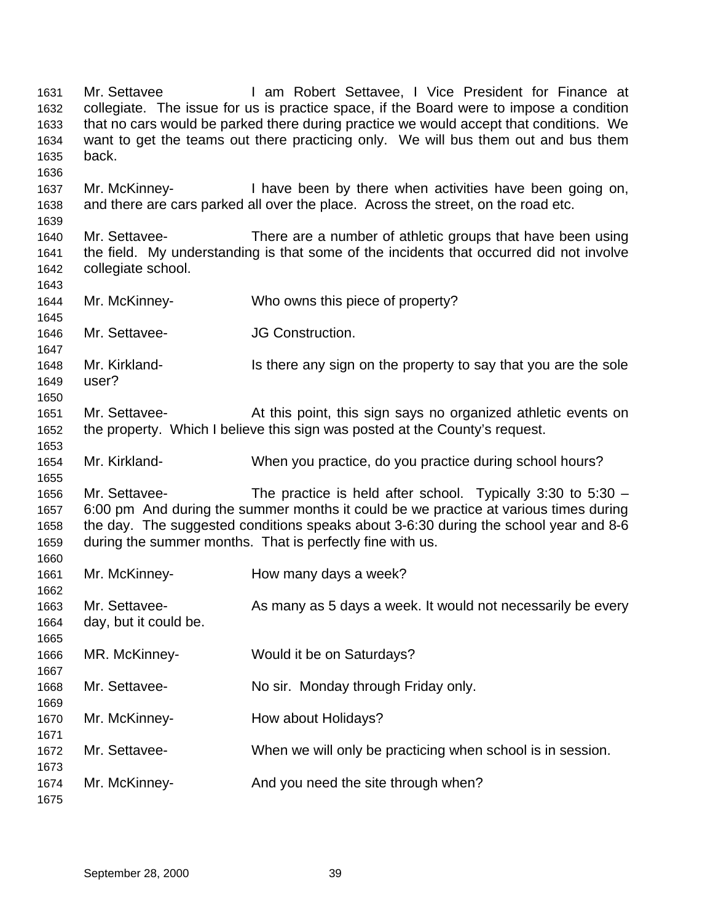Mr. Settavee I am Robert Settavee, I Vice President for Finance at collegiate. The issue for us is practice space, if the Board were to impose a condition that no cars would be parked there during practice we would accept that conditions. We want to get the teams out there practicing only. We will bus them out and bus them back.

Mr. McKinney- I have been by there when activities have been going on, and there are cars parked all over the place. Across the street, on the road etc.

Mr. Settavee- There are a number of athletic groups that have been using the field. My understanding is that some of the incidents that occurred did not involve collegiate school.

Mr. McKinney- Who owns this piece of property?

Mr. Settavee- JG Construction.

Mr. Kirkland- Is there any sign on the property to say that you are the sole user?

Mr. Settavee- At this point, this sign says no organized athletic events on the property. Which I believe this sign was posted at the County's request.

Mr. Kirkland- When you practice, do you practice during school hours?

Mr. Settavee- The practice is held after school. Typically 3:30 to 5:30 – 6:00 pm And during the summer months it could be we practice at various times during the day. The suggested conditions speaks about 3-6:30 during the school year and 8-6 during the summer months. That is perfectly fine with us.

Mr. McKinney- How many days a week?

Mr. Settavee- As many as 5 days a week. It would not necessarily be every day, but it could be.

MR. McKinney- Would it be on Saturdays?

Mr. Settavee- No sir. Monday through Friday only.

Mr. McKinney- How about Holidays?

Mr. Settavee- When we will only be practicing when school is in session.

Mr. McKinney- And you need the site through when?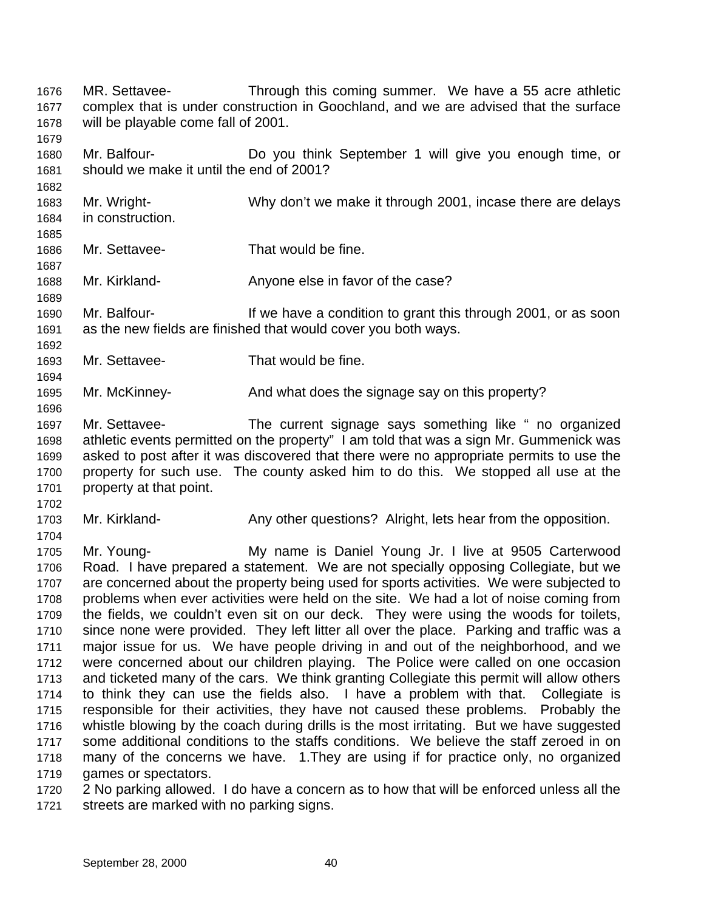MR. Settavee- Through this coming summer. We have a 55 acre athletic complex that is under construction in Goochland, and we are advised that the surface will be playable come fall of 2001.

Mr. Balfour- Do you think September 1 will give you enough time, or should we make it until the end of 2001?

Mr. Wright- Why don't we make it through 2001, incase there are delays in construction.

Mr. Settavee- That would be fine.

Mr. Kirkland- Anyone else in favor of the case?

Mr. Balfour- If we have a condition to grant this through 2001, or as soon as the new fields are finished that would cover you both ways.

Mr. Settavee- That would be fine.

Mr. McKinney- And what does the signage say on this property?

Mr. Settavee- The current signage says something like " no organized athletic events permitted on the property" I am told that was a sign Mr. Gummenick was asked to post after it was discovered that there were no appropriate permits to use the property for such use. The county asked him to do this. We stopped all use at the property at that point.

Mr. Kirkland- Any other questions? Alright, lets hear from the opposition.

Mr. Young- My name is Daniel Young Jr. I live at 9505 Carterwood Road. I have prepared a statement. We are not specially opposing Collegiate, but we are concerned about the property being used for sports activities. We were subjected to problems when ever activities were held on the site. We had a lot of noise coming from the fields, we couldn't even sit on our deck. They were using the woods for toilets, since none were provided. They left litter all over the place. Parking and traffic was a major issue for us. We have people driving in and out of the neighborhood, and we were concerned about our children playing. The Police were called on one occasion and ticketed many of the cars. We think granting Collegiate this permit will allow others to think they can use the fields also. I have a problem with that. Collegiate is responsible for their activities, they have not caused these problems. Probably the whistle blowing by the coach during drills is the most irritating. But we have suggested some additional conditions to the staffs conditions. We believe the staff zeroed in on many of the concerns we have. 1.They are using if for practice only, no organized games or spectators.

2 No parking allowed. I do have a concern as to how that will be enforced unless all the streets are marked with no parking signs.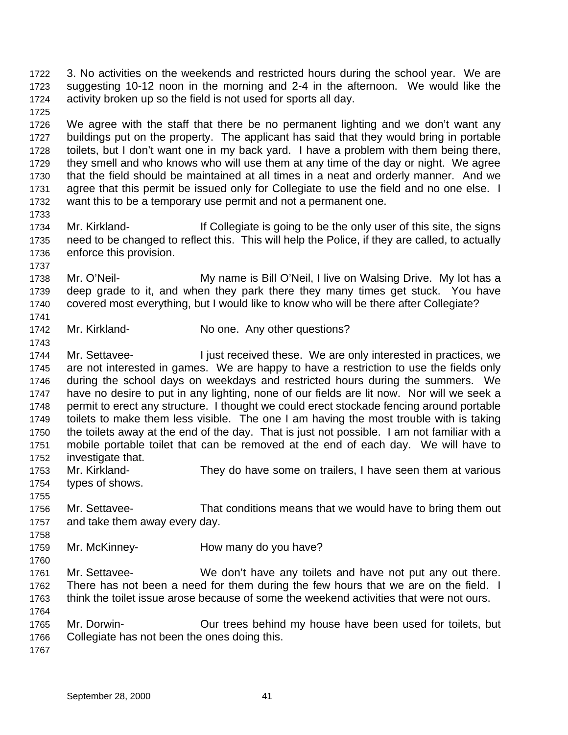3. No activities on the weekends and restricted hours during the school year. We are suggesting 10-12 noon in the morning and 2-4 in the afternoon. We would like the activity broken up so the field is not used for sports all day.

We agree with the staff that there be no permanent lighting and we don't want any buildings put on the property. The applicant has said that they would bring in portable toilets, but I don't want one in my back yard. I have a problem with them being there, they smell and who knows who will use them at any time of the day or night. We agree that the field should be maintained at all times in a neat and orderly manner. And we agree that this permit be issued only for Collegiate to use the field and no one else. I want this to be a temporary use permit and not a permanent one.

Mr. Kirkland- If Collegiate is going to be the only user of this site, the signs need to be changed to reflect this. This will help the Police, if they are called, to actually enforce this provision.

Mr. O'Neil- My name is Bill O'Neil, I live on Walsing Drive. My lot has a deep grade to it, and when they park there they many times get stuck. You have covered most everything, but I would like to know who will be there after Collegiate?

Mr. Kirkland- No one. Any other questions?

Mr. Settavee- I just received these. We are only interested in practices, we are not interested in games. We are happy to have a restriction to use the fields only during the school days on weekdays and restricted hours during the summers. We have no desire to put in any lighting, none of our fields are lit now. Nor will we seek a permit to erect any structure. I thought we could erect stockade fencing around portable toilets to make them less visible. The one I am having the most trouble with is taking the toilets away at the end of the day. That is just not possible. I am not familiar with a mobile portable toilet that can be removed at the end of each day. We will have to investigate that.

Mr. Kirkland- They do have some on trailers, I have seen them at various types of shows.

Mr. Settavee- That conditions means that we would have to bring them out and take them away every day.

Mr. McKinney- How many do you have?

Mr. Settavee- We don't have any toilets and have not put any out there. There has not been a need for them during the few hours that we are on the field. I think the toilet issue arose because of some the weekend activities that were not ours.

Mr. Dorwin- Our trees behind my house have been used for toilets, but Collegiate has not been the ones doing this.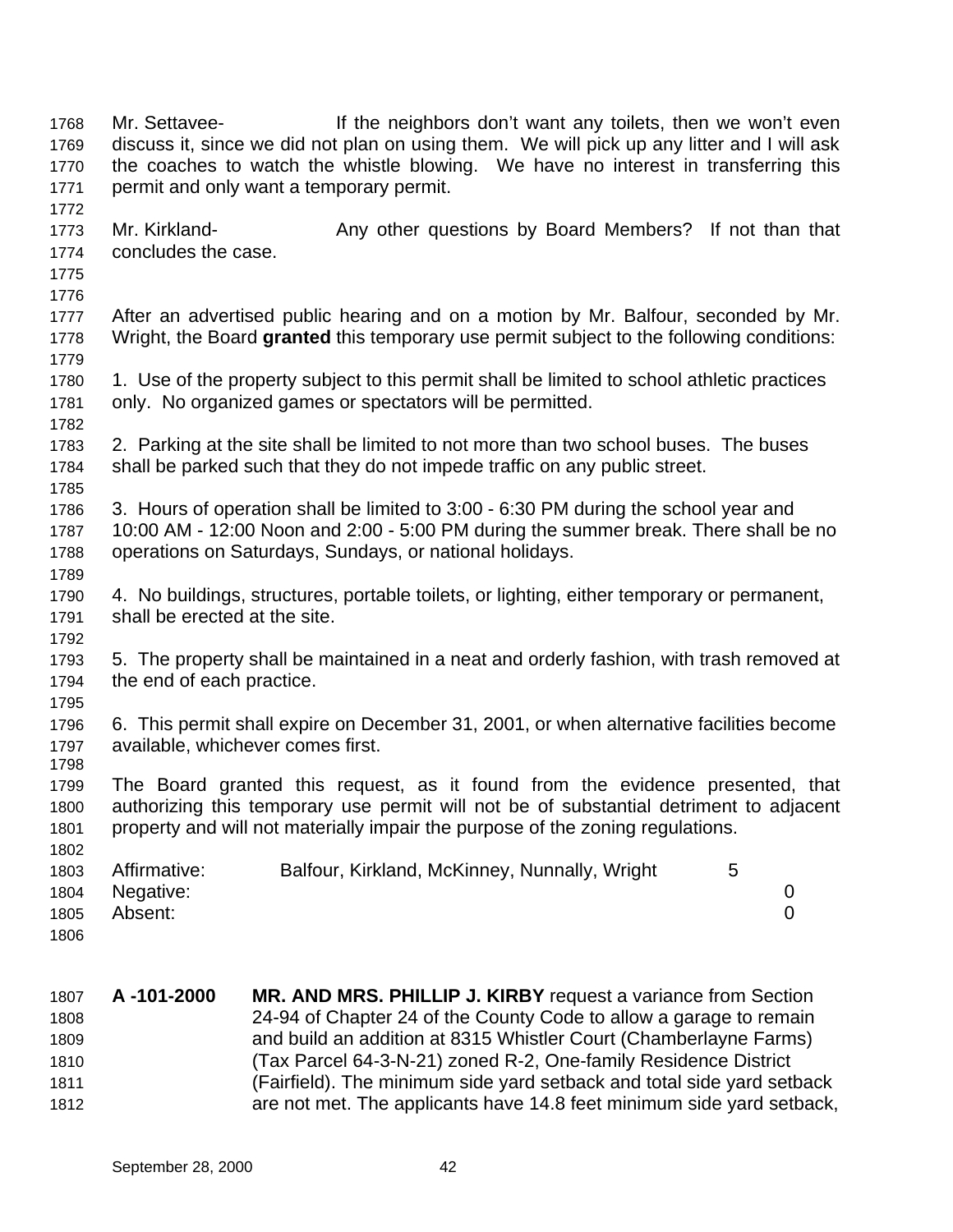Mr. Settavee- If the neighbors don't want any toilets, then we won't even discuss it, since we did not plan on using them. We will pick up any litter and I will ask the coaches to watch the whistle blowing. We have no interest in transferring this permit and only want a temporary permit.

Mr. Kirkland- Any other questions by Board Members? If not than that concludes the case.

After an advertised public hearing and on a motion by Mr. Balfour, seconded by Mr. Wright, the Board **granted** this temporary use permit subject to the following conditions:

1. Use of the property subject to this permit shall be limited to school athletic practices only. No organized games or spectators will be permitted.

2. Parking at the site shall be limited to not more than two school buses. The buses shall be parked such that they do not impede traffic on any public street.

3. Hours of operation shall be limited to 3:00 - 6:30 PM during the school year and 10:00 AM - 12:00 Noon and 2:00 - 5:00 PM during the summer break. There shall be no operations on Saturdays, Sundays, or national holidays.

4. No buildings, structures, portable toilets, or lighting, either temporary or permanent, shall be erected at the site.

5. The property shall be maintained in a neat and orderly fashion, with trash removed at the end of each practice.

6. This permit shall expire on December 31, 2001, or when alternative facilities become available, whichever comes first.

The Board granted this request, as it found from the evidence presented, that authorizing this temporary use permit will not be of substantial detriment to adjacent property and will not materially impair the purpose of the zoning regulations.

| | | |
|---|---|---|
| Affirmative: | Balfour, Kirkland, McKinney, Nunnally, Wright | 5 |
| Negative: | | 0 |
| Absent: | | 0 |

**A -101-2000** **MR. AND MRS. PHILLIP J. KIRBY** request a variance from Section 24-94 of Chapter 24 of the County Code to allow a garage to remain and build an addition at 8315 Whistler Court (Chamberlayne Farms) (Tax Parcel 64-3-N-21) zoned R-2, One-family Residence District (Fairfield). The minimum side yard setback and total side yard setback are not met. The applicants have 14.8 feet minimum side yard setback,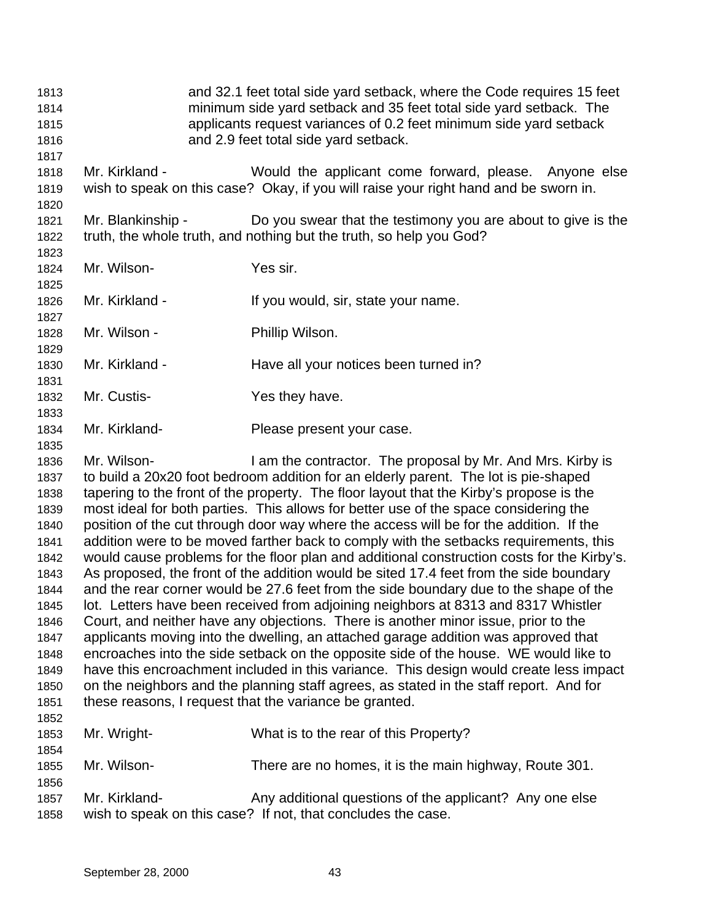and 32.1 feet total side yard setback, where the Code requires 15 feet minimum side yard setback and 35 feet total side yard setback. The applicants request variances of 0.2 feet minimum side yard setback and 2.9 feet total side yard setback.

Mr. Kirkland - Would the applicant come forward, please. Anyone else wish to speak on this case? Okay, if you will raise your right hand and be sworn in.

Mr. Blankinship - Do you swear that the testimony you are about to give is the truth, the whole truth, and nothing but the truth, so help you God?

Mr. Wilson- Yes sir.

Mr. Kirkland - If you would, sir, state your name.

Mr. Wilson - Phillip Wilson.

Mr. Kirkland - Have all your notices been turned in?

Mr. Custis- Yes they have.

Mr. Kirkland- Please present your case.

Mr. Wilson- I am the contractor. The proposal by Mr. And Mrs. Kirby is to build a 20x20 foot bedroom addition for an elderly parent. The lot is pie-shaped tapering to the front of the property. The floor layout that the Kirby's propose is the most ideal for both parties. This allows for better use of the space considering the position of the cut through door way where the access will be for the addition. If the addition were to be moved farther back to comply with the setbacks requirements, this would cause problems for the floor plan and additional construction costs for the Kirby's. As proposed, the front of the addition would be sited 17.4 feet from the side boundary and the rear corner would be 27.6 feet from the side boundary due to the shape of the lot. Letters have been received from adjoining neighbors at 8313 and 8317 Whistler Court, and neither have any objections. There is another minor issue, prior to the applicants moving into the dwelling, an attached garage addition was approved that encroaches into the side setback on the opposite side of the house. WE would like to have this encroachment included in this variance. This design would create less impact on the neighbors and the planning staff agrees, as stated in the staff report. And for these reasons, I request that the variance be granted.

Mr. Wright- What is to the rear of this Property?

Mr. Wilson- There are no homes, it is the main highway, Route 301.

Mr. Kirkland- Any additional questions of the applicant? Any one else wish to speak on this case? If not, that concludes the case.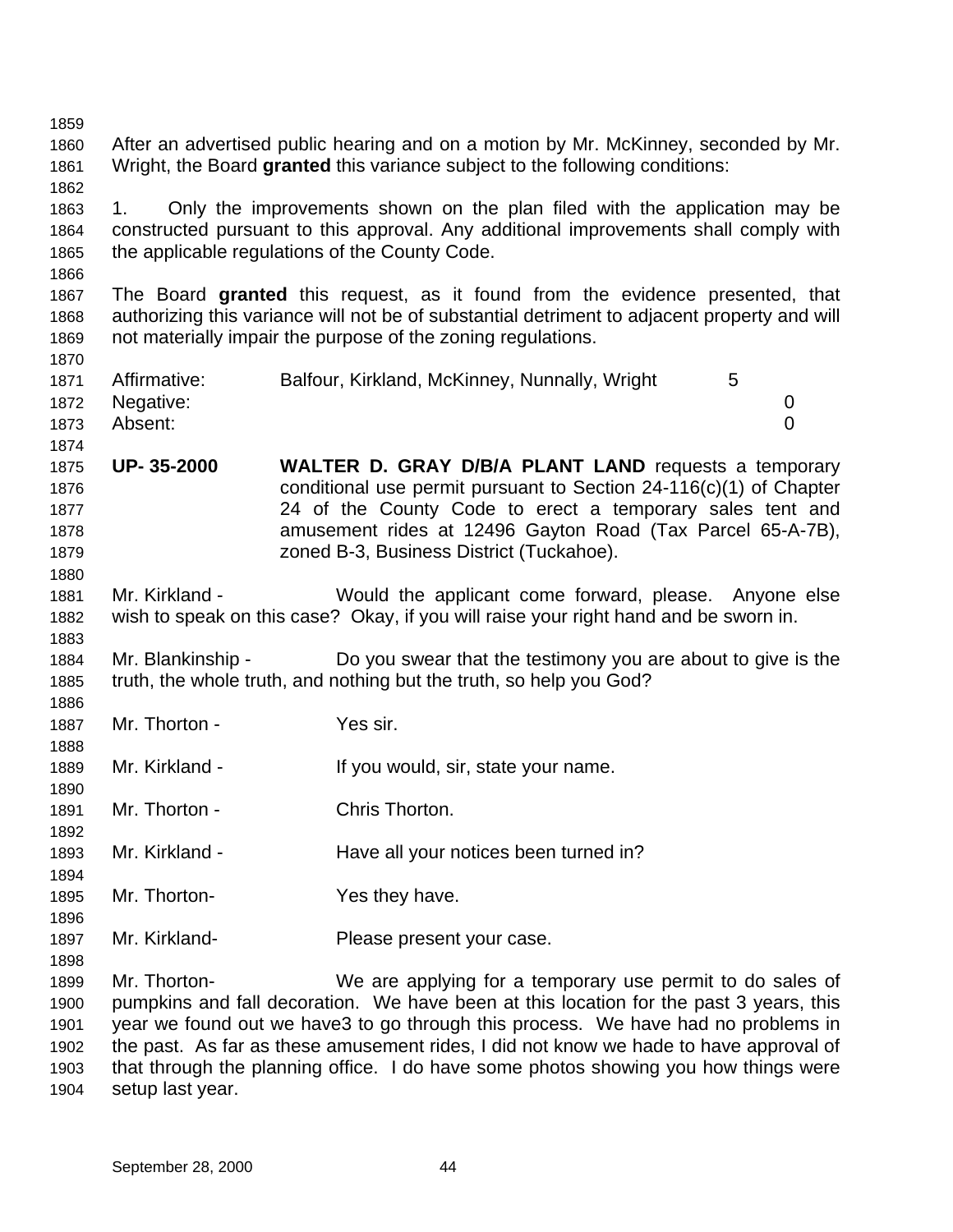After an advertised public hearing and on a motion by Mr. McKinney, seconded by Mr. Wright, the Board **granted** this variance subject to the following conditions:

1. Only the improvements shown on the plan filed with the application may be constructed pursuant to this approval. Any additional improvements shall comply with the applicable regulations of the County Code.

The Board **granted** this request, as it found from the evidence presented, that authorizing this variance will not be of substantial detriment to adjacent property and will not materially impair the purpose of the zoning regulations.

| | | |
|---|---|---|
| Affirmative: | Balfour, Kirkland, McKinney, Nunnally, Wright | 5 |
| Negative: | | 0 |
| Absent: | | 0 |

**UP- 35-2000** **WALTER D. GRAY D/B/A PLANT LAND** requests a temporary conditional use permit pursuant to Section 24-116(c)(1) of Chapter 24 of the County Code to erect a temporary sales tent and amusement rides at 12496 Gayton Road (Tax Parcel 65-A-7B), zoned B-3, Business District (Tuckahoe).

Mr. Kirkland - Would the applicant come forward, please. Anyone else wish to speak on this case? Okay, if you will raise your right hand and be sworn in.

Mr. Blankinship - Do you swear that the testimony you are about to give is the truth, the whole truth, and nothing but the truth, so help you God?

Mr. Thorton - Yes sir.

Mr. Kirkland - If you would, sir, state your name.

Mr. Thorton - Chris Thorton.

Mr. Kirkland - Have all your notices been turned in?

Mr. Thorton- Yes they have.

Mr. Kirkland- Please present your case.

Mr. Thorton- We are applying for a temporary use permit to do sales of pumpkins and fall decoration. We have been at this location for the past 3 years, this year we found out we have3 to go through this process. We have had no problems in the past. As far as these amusement rides, I did not know we hade to have approval of that through the planning office. I do have some photos showing you how things were setup last year.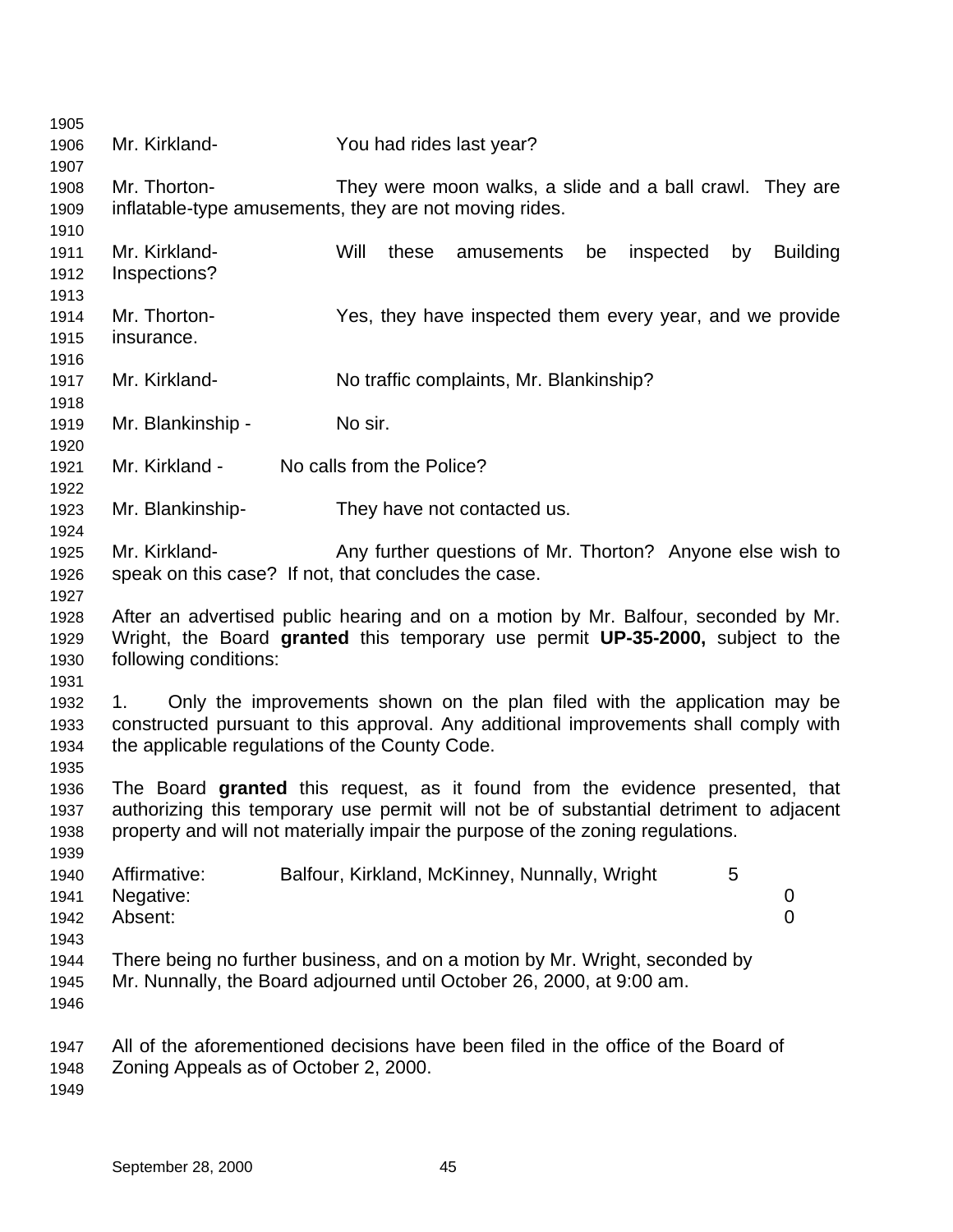Mr. Kirkland- You had rides last year?

Mr. Thorton- They were moon walks, a slide and a ball crawl. They are inflatable-type amusements, they are not moving rides.

Mr. Kirkland- Will these amusements be inspected by Building Inspections?

Mr. Thorton- Yes, they have inspected them every year, and we provide insurance.

Mr. Kirkland- No traffic complaints, Mr. Blankinship?

Mr. Blankinship - No sir.

Mr. Kirkland - No calls from the Police?

Mr. Blankinship- They have not contacted us.

Mr. Kirkland- Any further questions of Mr. Thorton? Anyone else wish to speak on this case? If not, that concludes the case.

After an advertised public hearing and on a motion by Mr. Balfour, seconded by Mr. Wright, the Board **granted** this temporary use permit **UP-35-2000,** subject to the following conditions:

1. Only the improvements shown on the plan filed with the application may be constructed pursuant to this approval. Any additional improvements shall comply with the applicable regulations of the County Code.

The Board **granted** this request, as it found from the evidence presented, that authorizing this temporary use permit will not be of substantial detriment to adjacent property and will not materially impair the purpose of the zoning regulations.

| | | |
|---|---|---|
| Affirmative: | Balfour, Kirkland, McKinney, Nunnally, Wright | 5 |
| Negative: | | 0 |
| Absent: | | 0 |

There being no further business, and on a motion by Mr. Wright, seconded by Mr. Nunnally, the Board adjourned until October 26, 2000, at 9:00 am.

All of the aforementioned decisions have been filed in the office of the Board of Zoning Appeals as of October 2, 2000.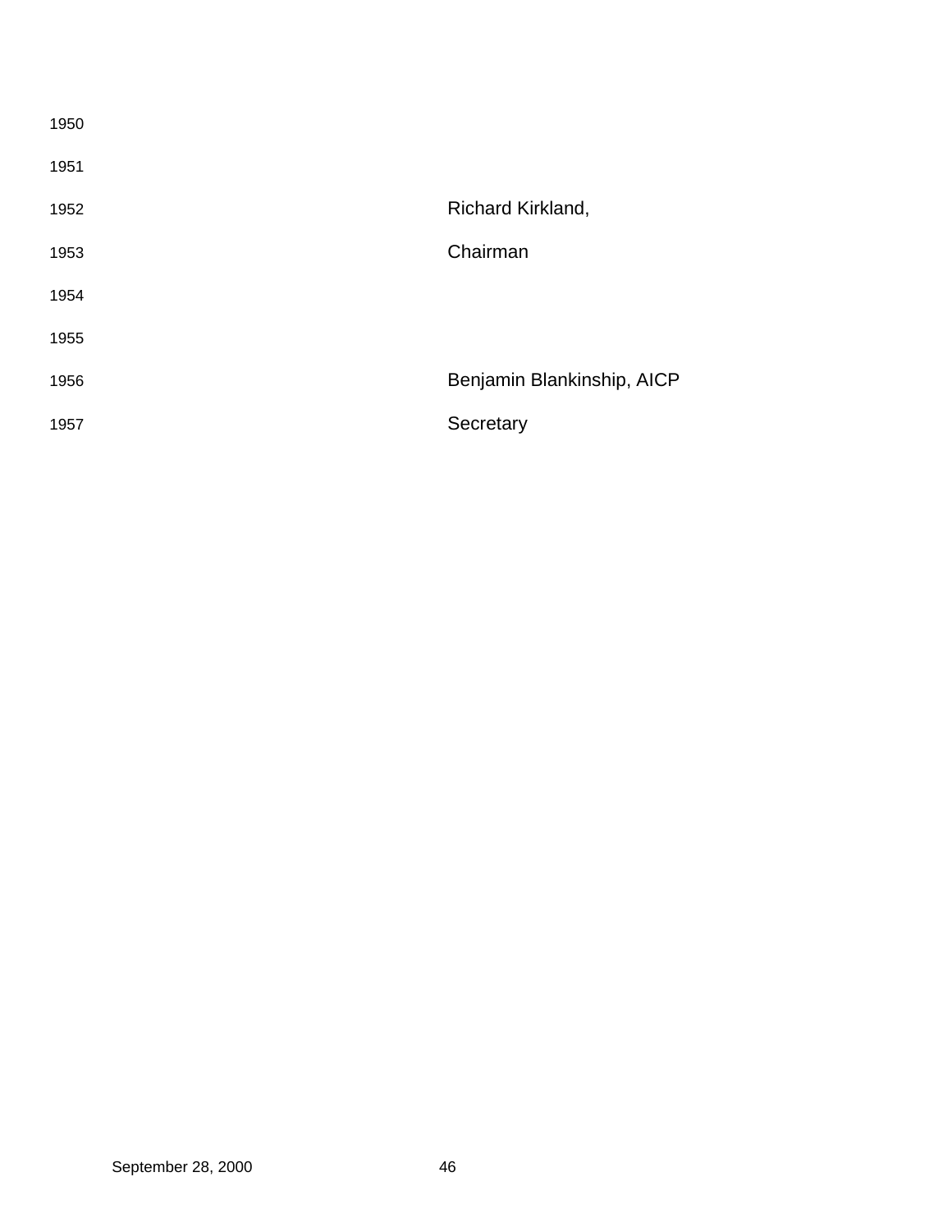1950

1951

1952 Richard Kirkland,

1953 Chairman

1954

1955

1956 Benjamin Blankinship, AICP

1957 Secretary